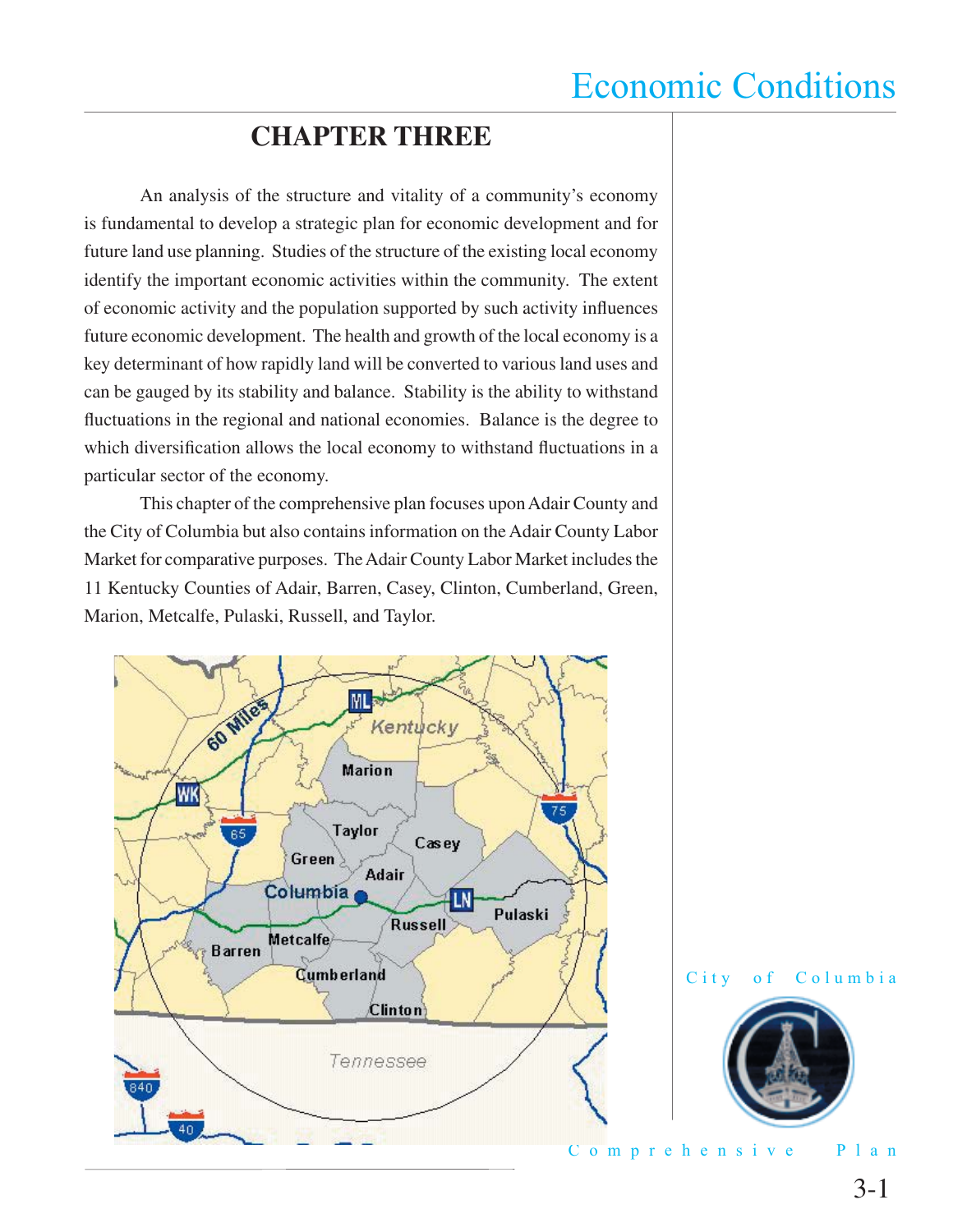# CHAPTER THREE

An analysis of the structure and vitality of a community's economy is fundamental to develop a strategic plan for economic development and for future land use planning. Studies of the structure of the existing local economy identify the important economic activities within the community. The extent of economic activity and the population supported by such activity influences future economic development. The health and growth of the local economy is a key determinant of how rapidly land will be converted to various land uses and can be gauged by its stability and balance. Stability is the ability to withstand fluctuations in the regional and national economies. Balance is the degree to which diversification allows the local economy to withstand fluctuations in a particular sector of the economy.

This chapter of the comprehensive plan focuses upon Adair County and the City of Columbia but also contains information on the Adair County Labor Market for comparative purposes. The Adair County Labor Market includes the 11 Kentucky Counties of Adair, Barren, Casey, Clinton, Cumberland, Green, Marion, Metcalfe, Pulaski, Russell, and Taylor.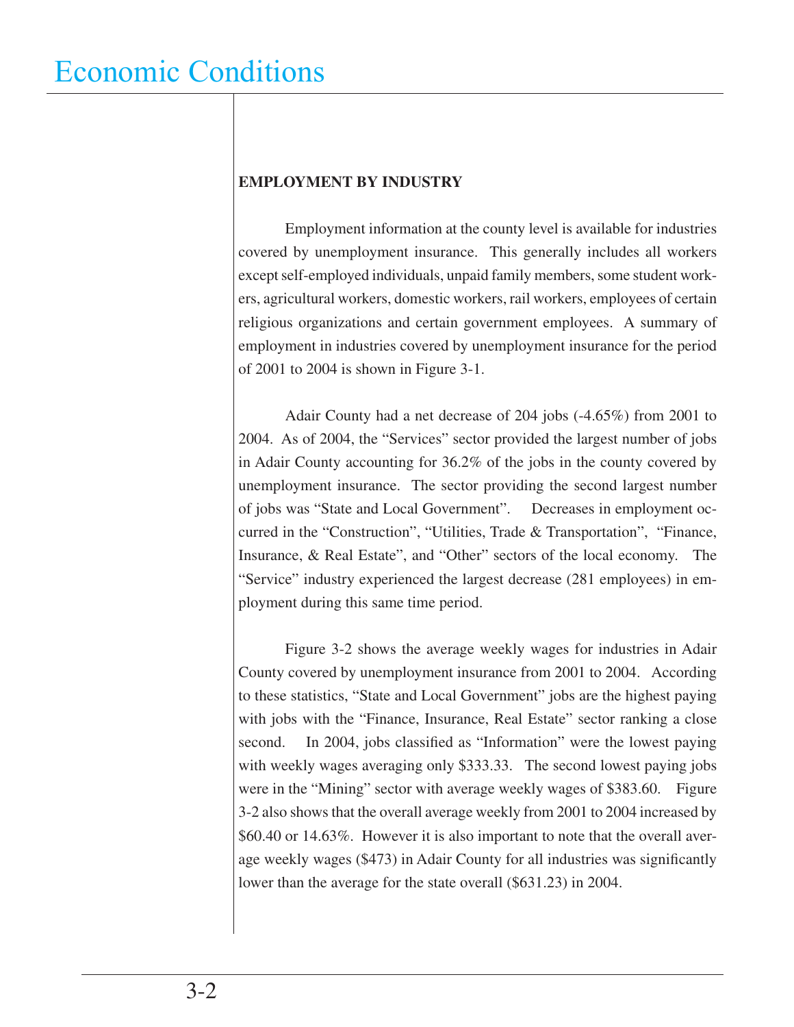# Economic Conditions

**EMPLOYMENT BY INDUSTRY**

Employment information at the county level is available for industries covered by unemployment insurance. This generally includes all workers except self-employed individuals, unpaid family members, some student workers, agricultural workers, domestic workers, rail workers, employees of certain religious organizations and certain government employees. A summary of employment in industries covered by unemployment insurance for the period of 2001 to 2004 is shown in Figure 3-1.

Adair County had a net decrease of 204 jobs (-4.65%) from 2001 to 2004. As of 2004, the "Services" sector provided the largest number of jobs in Adair County accounting for 36.2% of the jobs in the county covered by unemployment insurance. The sector providing the second largest number of jobs was "State and Local Government". Decreases in employment occurred in the "Construction", "Utilities, Trade & Transportation", "Finance, Insurance, & Real Estate", and "Other" sectors of the local economy. The "Service" industry experienced the largest decrease (281 employees) in employment during this same time period.

Figure 3-2 shows the average weekly wages for industries in Adair County covered by unemployment insurance from 2001 to 2004. According to these statistics, "State and Local Government" jobs are the highest paying with jobs with the "Finance, Insurance, Real Estate" sector ranking a close second. In 2004, jobs classified as "Information" were the lowest paying with weekly wages averaging only $333.33. The second lowest paying jobs were in the "Mining" sector with average weekly wages of $383.60. Figure 3-2 also shows that the overall average weekly from 2001 to 2004 increased by $60.40 or 14.63%. However it is also important to note that the overall average weekly wages ($473) in Adair County for all industries was significantly lower than the average for the state overall ($631.23) in 2004.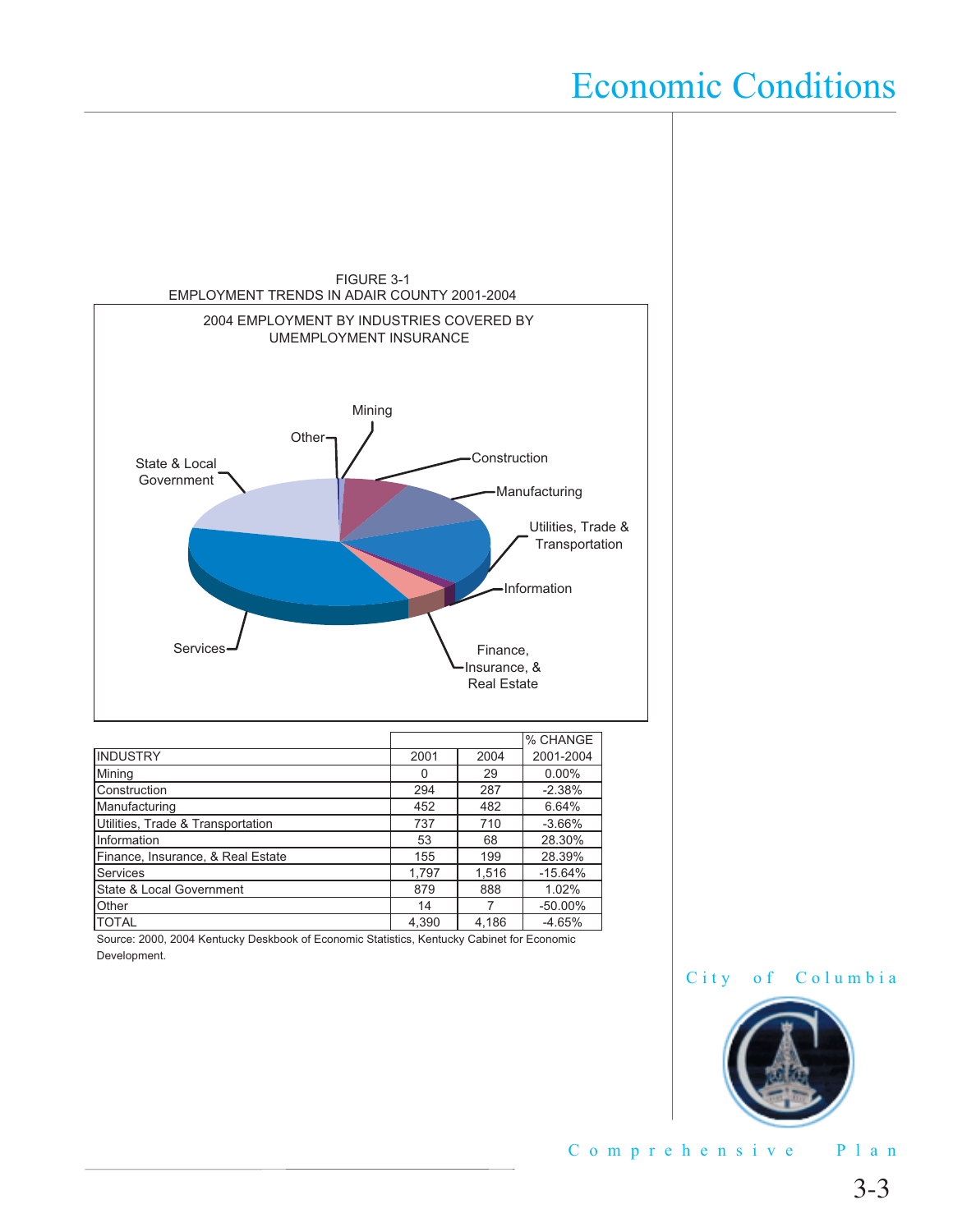# Economic Conditions

FIGURE 3-1
EMPLOYMENT TRENDS IN ADAIR COUNTY 2001-2004

2004 EMPLOYMENT BY INDUSTRIES COVERED BY UMEMPLOYMENT INSURANCE

| | | | % CHANGE |
|---|---|---|---|
| INDUSTRY | 2001 | 2004 | 2001-2004 |
| Mining | 0 | 29 | 0.00% |
| Construction | 294 | 287 | -2.38% |
| Manufacturing | 452 | 482 | 6.64% |
| Utilities, Trade & Transportation | 737 | 710 | -3.66% |
| Information | 53 | 68 | 28.30% |
| Finance, Insurance, & Real Estate | 155 | 199 | 28.39% |
| Services | 1,797 | 1,516 | -15.64% |
| State & Local Government | 879 | 888 | 1.02% |
| Other | 14 | 7 | -50.00% |
| TOTAL | 4,390 | 4,186 | -4.65% |

Source: 2000, 2004 Kentucky Deskbook of Economic Statistics, Kentucky Cabinet for Economic Development.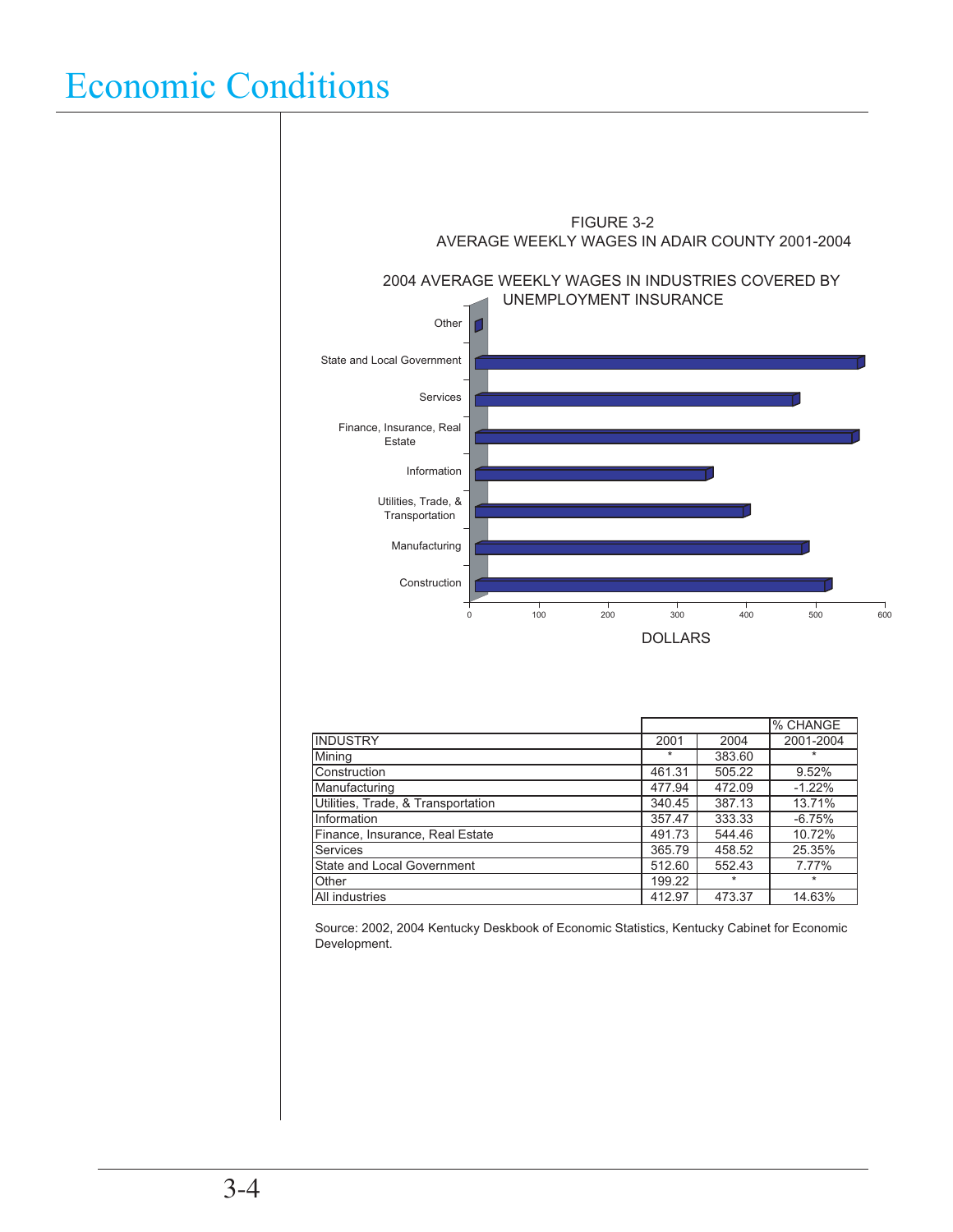# Economic Conditions

FIGURE 3-2
AVERAGE WEEKLY WAGES IN ADAIR COUNTY 2001-2004

2004 AVERAGE WEEKLY WAGES IN INDUSTRIES COVERED BY UNEMPLOYMENT INSURANCE

| INDUSTRY | 2001 | 2004 | % CHANGE 2001-2004 |
|---|---|---|---|
| Mining | * | 383.60 | * |
| Construction | 461.31 | 505.22 | 9.52% |
| Manufacturing | 477.94 | 472.09 | -1.22% |
| Utilities, Trade, & Transportation | 340.45 | 387.13 | 13.71% |
| Information | 357.47 | 333.33 | -6.75% |
| Finance, Insurance, Real Estate | 491.73 | 544.46 | 10.72% |
| Services | 365.79 | 458.52 | 25.35% |
| State and Local Government | 512.60 | 552.43 | 7.77% |
| Other | 199.22 | * | * |
| All industries | 412.97 | 473.37 | 14.63% |

Source: 2002, 2004 Kentucky Deskbook of Economic Statistics, Kentucky Cabinet for Economic Development.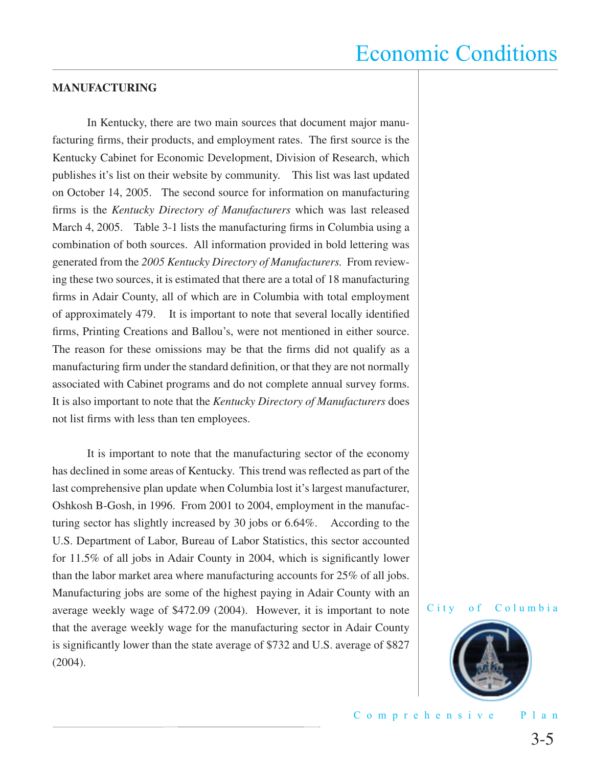## MANUFACTURING

In Kentucky, there are two main sources that document major manufacturing firms, their products, and employment rates. The first source is the Kentucky Cabinet for Economic Development, Division of Research, which publishes it's list on their website by community. This list was last updated on October 14, 2005. The second source for information on manufacturing firms is the *Kentucky Directory of Manufacturers* which was last released March 4, 2005. Table 3-1 lists the manufacturing firms in Columbia using a combination of both sources. All information provided in bold lettering was generated from the *2005 Kentucky Directory of Manufacturers.* From reviewing these two sources, it is estimated that there are a total of 18 manufacturing firms in Adair County, all of which are in Columbia with total employment of approximately 479. It is important to note that several locally identified firms, Printing Creations and Ballou's, were not mentioned in either source. The reason for these omissions may be that the firms did not qualify as a manufacturing firm under the standard definition, or that they are not normally associated with Cabinet programs and do not complete annual survey forms. It is also important to note that the *Kentucky Directory of Manufacturers* does not list firms with less than ten employees.

It is important to note that the manufacturing sector of the economy has declined in some areas of Kentucky. This trend was reflected as part of the last comprehensive plan update when Columbia lost it's largest manufacturer, Oshkosh B-Gosh, in 1996. From 2001 to 2004, employment in the manufacturing sector has slightly increased by 30 jobs or 6.64%. According to the U.S. Department of Labor, Bureau of Labor Statistics, this sector accounted for 11.5% of all jobs in Adair County in 2004, which is significantly lower than the labor market area where manufacturing accounts for 25% of all jobs. Manufacturing jobs are some of the highest paying in Adair County with an average weekly wage of $472.09 (2004). However, it is important to note that the average weekly wage for the manufacturing sector in Adair County is significantly lower than the state average of $732 and U.S. average of $827 (2004).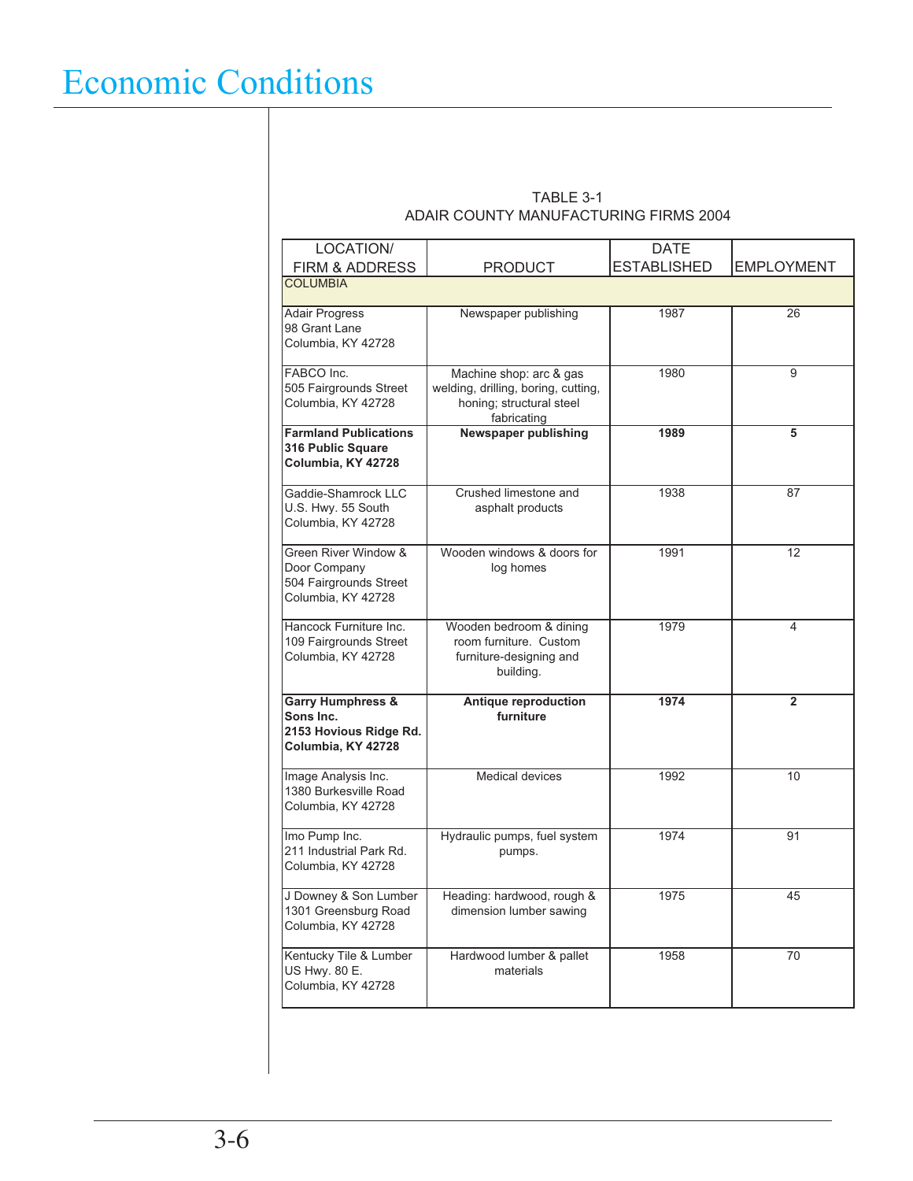# Economic Conditions

TABLE 3-1
ADAIR COUNTY MANUFACTURING FIRMS 2004

| LOCATION/ FIRM & ADDRESS | PRODUCT | DATE ESTABLISHED | EMPLOYMENT |
|---|---|---|---|
| COLUMBIA | | | |
| Adair Progress 98 Grant Lane Columbia, KY 42728 | Newspaper publishing | 1987 | 26 |
| FABCO Inc. 505 Fairgrounds Street Columbia, KY 42728 | Machine shop: arc & gas welding, drilling, boring, cutting, honing; structural steel fabricating | 1980 | 9 |
| **Farmland Publications 316 Public Square Columbia, KY 42728** | **Newspaper publishing** | **1989** | **5** |
| Gaddie-Shamrock LLC U.S. Hwy. 55 South Columbia, KY 42728 | Crushed limestone and asphalt products | 1938 | 87 |
| Green River Window & Door Company 504 Fairgrounds Street Columbia, KY 42728 | Wooden windows & doors for log homes | 1991 | 12 |
| Hancock Furniture Inc. 109 Fairgrounds Street Columbia, KY 42728 | Wooden bedroom & dining room furniture. Custom furniture-designing and building. | 1979 | 4 |
| **Garry Humphress & Sons Inc. 2153 Hovious Ridge Rd. Columbia, KY 42728** | **Antique reproduction furniture** | **1974** | **2** |
| Image Analysis Inc. 1380 Burkesville Road Columbia, KY 42728 | Medical devices | 1992 | 10 |
| Imo Pump Inc. 211 Industrial Park Rd. Columbia, KY 42728 | Hydraulic pumps, fuel system pumps. | 1974 | 91 |
| J Downey & Son Lumber 1301 Greensburg Road Columbia, KY 42728 | Heading: hardwood, rough & dimension lumber sawing | 1975 | 45 |
| Kentucky Tile & Lumber US Hwy. 80 E. Columbia, KY 42728 | Hardwood lumber & pallet materials | 1958 | 70 |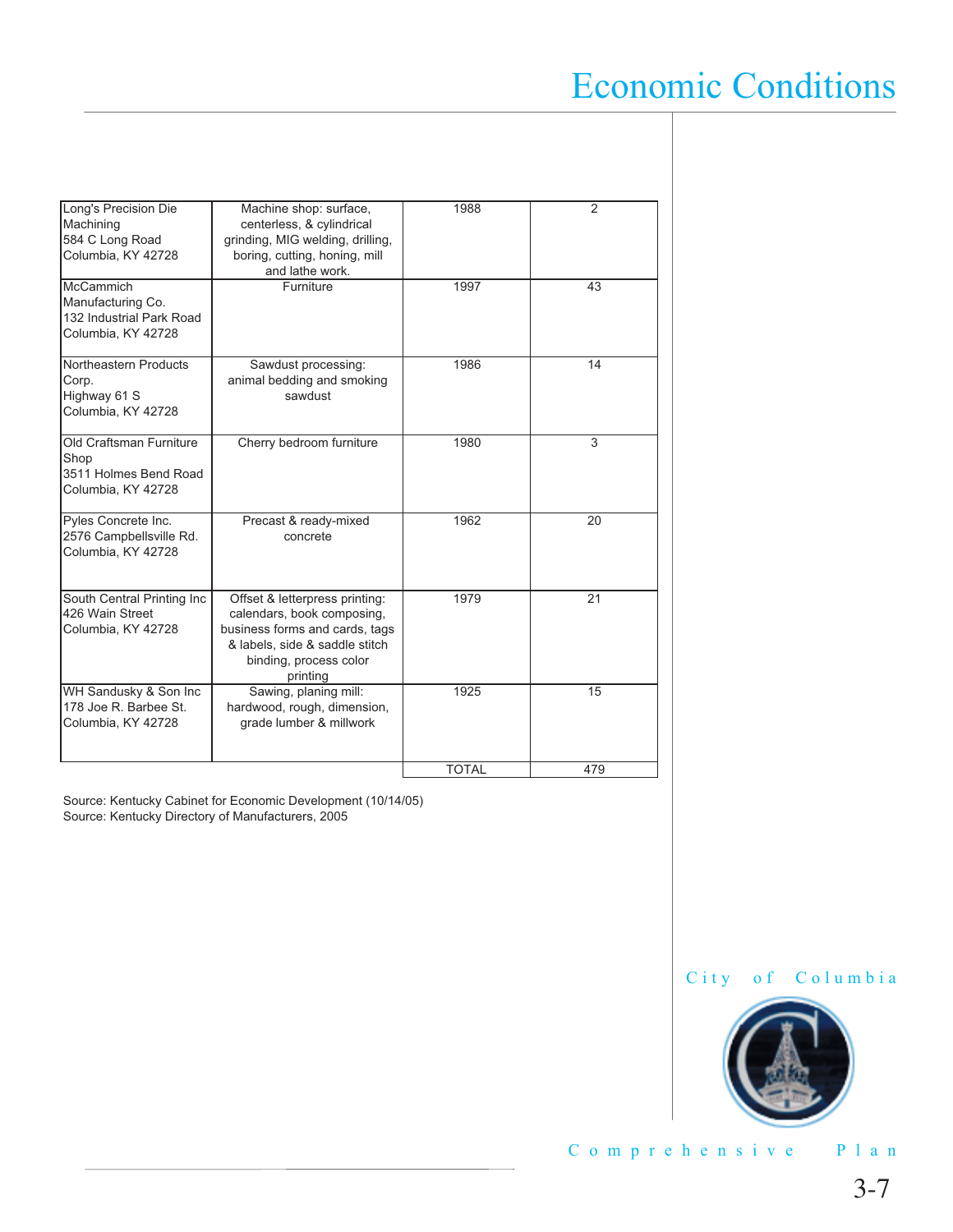| | | | |
|---|---|---|---|
| Long's Precision Die Machining<br>584 C Long Road<br>Columbia, KY 42728 | Machine shop: surface, centerless, & cylindrical grinding, MIG welding, drilling, boring, cutting, honing, mill and lathe work. | 1988 | 2 |
| McCammich Manufacturing Co.<br>132 Industrial Park Road<br>Columbia, KY 42728 | Furniture | 1997 | 43 |
| Northeastern Products Corp.<br>Highway 61 S<br>Columbia, KY 42728 | Sawdust processing: animal bedding and smoking sawdust | 1986 | 14 |
| Old Craftsman Furniture Shop<br>3511 Holmes Bend Road<br>Columbia, KY 42728 | Cherry bedroom furniture | 1980 | 3 |
| Pyles Concrete Inc.<br>2576 Campbellsville Rd.<br>Columbia, KY 42728 | Precast & ready-mixed concrete | 1962 | 20 |
| South Central Printing Inc<br>426 Wain Street<br>Columbia, KY 42728 | Offset & letterpress printing: calendars, book composing, business forms and cards, tags & labels, side & saddle stitch binding, process color printing | 1979 | 21 |
| WH Sandusky & Son Inc<br>178 Joe R. Barbee St.<br>Columbia, KY 42728 | Sawing, planing mill: hardwood, rough, dimension, grade lumber & millwork | 1925 | 15 |
| | | TOTAL | 479 |

Source: Kentucky Cabinet for Economic Development (10/14/05)
Source: Kentucky Directory of Manufacturers, 2005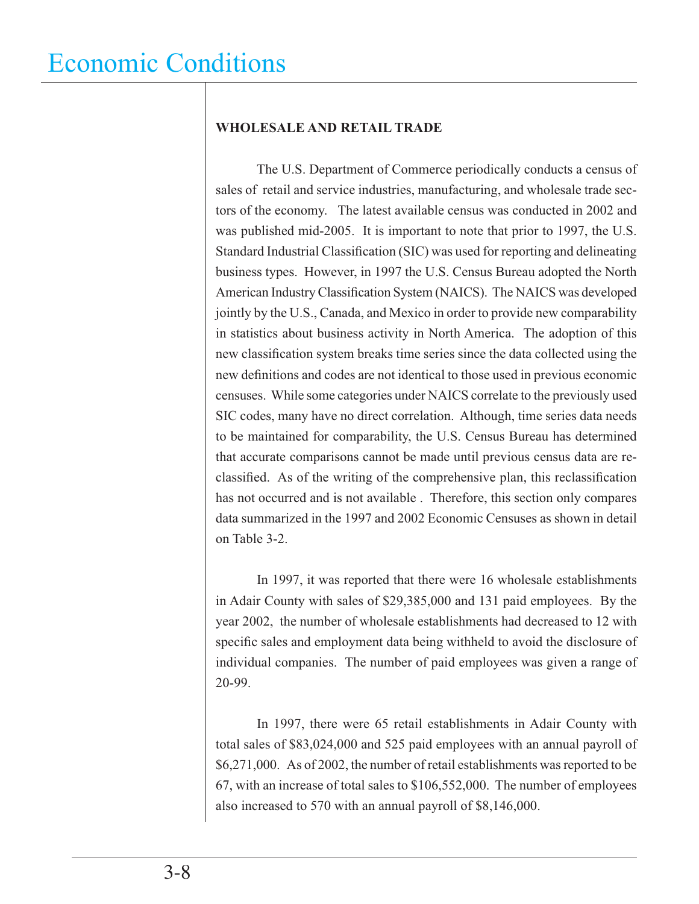# Economic Conditions

**WHOLESALE AND RETAIL TRADE**

The U.S. Department of Commerce periodically conducts a census of sales of retail and service industries, manufacturing, and wholesale trade sectors of the economy. The latest available census was conducted in 2002 and was published mid-2005. It is important to note that prior to 1997, the U.S. Standard Industrial Classification (SIC) was used for reporting and delineating business types. However, in 1997 the U.S. Census Bureau adopted the North American Industry Classification System (NAICS). The NAICS was developed jointly by the U.S., Canada, and Mexico in order to provide new comparability in statistics about business activity in North America. The adoption of this new classification system breaks time series since the data collected using the new definitions and codes are not identical to those used in previous economic censuses. While some categories under NAICS correlate to the previously used SIC codes, many have no direct correlation. Although, time series data needs to be maintained for comparability, the U.S. Census Bureau has determined that accurate comparisons cannot be made until previous census data are reclassified. As of the writing of the comprehensive plan, this reclassification has not occurred and is not available . Therefore, this section only compares data summarized in the 1997 and 2002 Economic Censuses as shown in detail on Table 3-2.

In 1997, it was reported that there were 16 wholesale establishments in Adair County with sales of $29,385,000 and 131 paid employees. By the year 2002, the number of wholesale establishments had decreased to 12 with specific sales and employment data being withheld to avoid the disclosure of individual companies. The number of paid employees was given a range of 20-99.

In 1997, there were 65 retail establishments in Adair County with total sales of $83,024,000 and 525 paid employees with an annual payroll of $6,271,000. As of 2002, the number of retail establishments was reported to be 67, with an increase of total sales to $106,552,000. The number of employees also increased to 570 with an annual payroll of $8,146,000.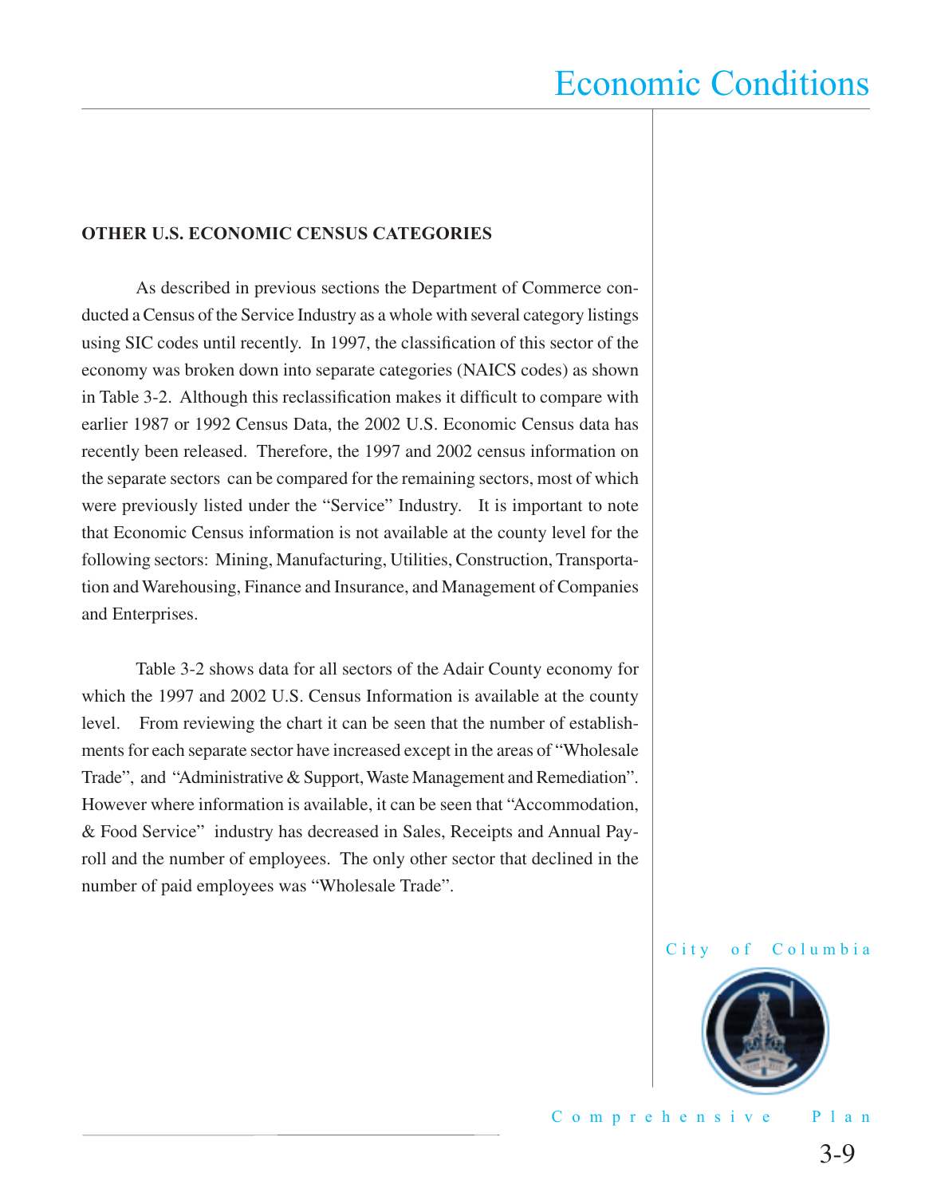## OTHER U.S. ECONOMIC CENSUS CATEGORIES

As described in previous sections the Department of Commerce conducted a Census of the Service Industry as a whole with several category listings using SIC codes until recently. In 1997, the classification of this sector of the economy was broken down into separate categories (NAICS codes) as shown in Table 3-2. Although this reclassification makes it difficult to compare with earlier 1987 or 1992 Census Data, the 2002 U.S. Economic Census data has recently been released. Therefore, the 1997 and 2002 census information on the separate sectors can be compared for the remaining sectors, most of which were previously listed under the "Service" Industry. It is important to note that Economic Census information is not available at the county level for the following sectors: Mining, Manufacturing, Utilities, Construction, Transportation and Warehousing, Finance and Insurance, and Management of Companies and Enterprises.

Table 3-2 shows data for all sectors of the Adair County economy for which the 1997 and 2002 U.S. Census Information is available at the county level. From reviewing the chart it can be seen that the number of establishments for each separate sector have increased except in the areas of "Wholesale Trade", and "Administrative & Support, Waste Management and Remediation". However where information is available, it can be seen that "Accommodation, & Food Service" industry has decreased in Sales, Receipts and Annual Payroll and the number of employees. The only other sector that declined in the number of paid employees was "Wholesale Trade".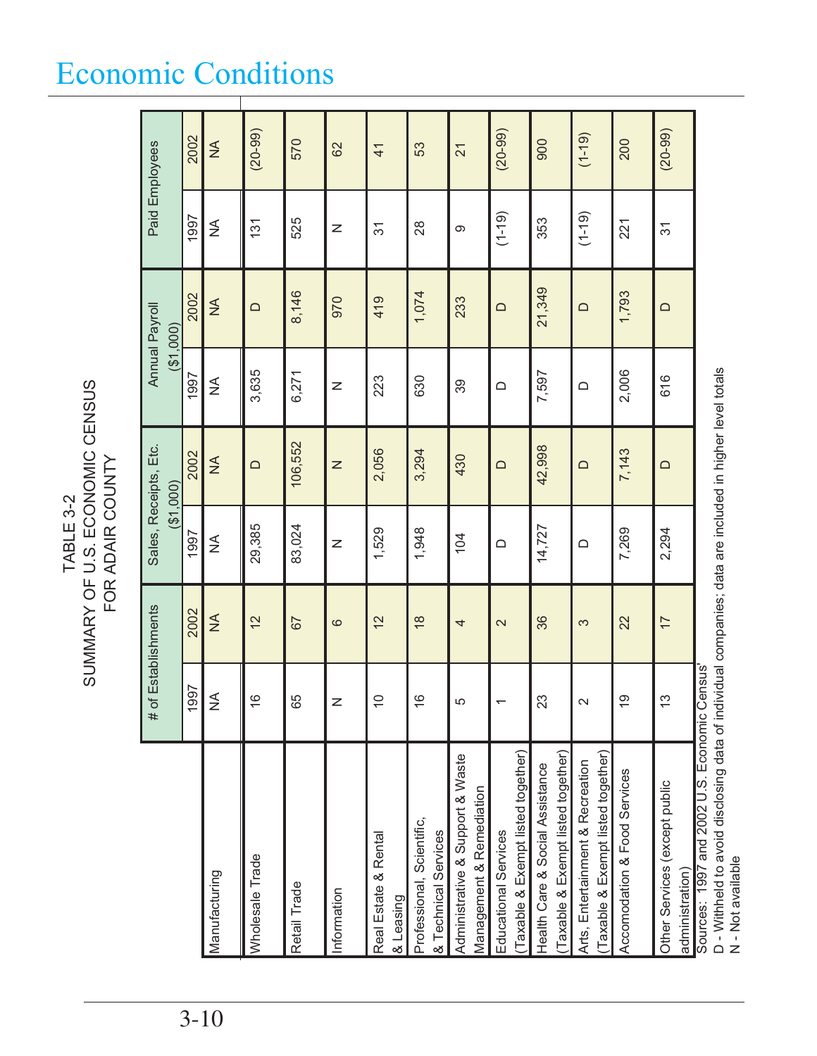# Economic Conditions

TABLE 3-2
SUMMARY OF U.S. ECONOMIC CENSUS
FOR ADAIR COUNTY

| | # of Establishments | | Sales, Receipts, Etc. ($1,000) | | Annual Payroll ($1,000) | | Paid Employees | |
|---|---|---|---|---|---|---|---|---|
| | 1997 | 2002 | 1997 | 2002 | 1997 | 2002 | 1997 | 2002 |
| Manufacturing | NA | NA | NA | NA | NA | NA | NA | NA |
| Wholesale Trade | 16 | 12 | 29,385 | D | 3,635 | D | 131 | (20-99) |
| Retail Trade | 65 | 67 | 83,024 | 106,552 | 6,271 | 8,146 | 525 | 570 |
| Information | N | 6 | N | N | N | 970 | N | 62 |
| Real Estate & Rental & Leasing | 10 | 12 | 1,529 | 2,056 | 223 | 419 | 31 | 41 |
| Professional, Scientific, & Technical Services | 16 | 18 | 1,948 | 3,294 | 630 | 1,074 | 28 | 53 |
| Administrative & Support & Waste Management & Remediation | 5 | 4 | 104 | 430 | 39 | 233 | 9 | 21 |
| Educational Services (Taxable & Exempt listed together) | 1 | 2 | D | D | D | D | (1-19) | (20-99) |
| Health Care & Social Assistance (Taxable & Exempt listed together) | 23 | 36 | 14,727 | 42,998 | 7,597 | 21,349 | 353 | 900 |
| Arts, Entertainment & Recreation (Taxable & Exempt listed together) | 2 | 3 | D | D | D | D | (1-19) | (1-19) |
| Accomodation & Food Services | 19 | 22 | 7,269 | 7,143 | 2,006 | 1,793 | 221 | 200 |
| Other Services (except public administration) | 13 | 17 | 2,294 | D | 616 | D | 31 | (20-99) |

Sources: 1997 and 2002 U.S. Economic Census
D - Withheld to avoid disclosing data of individual companies; data are included in higher level totals
N - Not available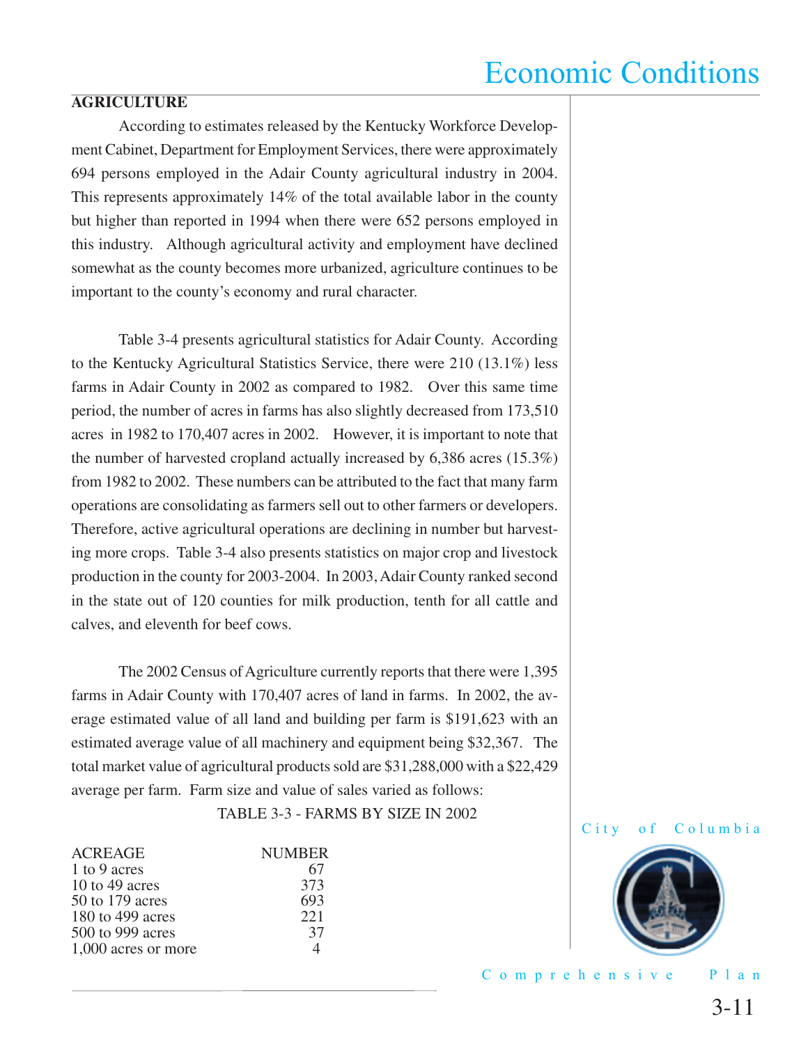## AGRICULTURE

According to estimates released by the Kentucky Workforce Development Cabinet, Department for Employment Services, there were approximately 694 persons employed in the Adair County agricultural industry in 2004. This represents approximately 14% of the total available labor in the county but higher than reported in 1994 when there were 652 persons employed in this industry. Although agricultural activity and employment have declined somewhat as the county becomes more urbanized, agriculture continues to be important to the county's economy and rural character.

Table 3-4 presents agricultural statistics for Adair County. According to the Kentucky Agricultural Statistics Service, there were 210 (13.1%) less farms in Adair County in 2002 as compared to 1982. Over this same time period, the number of acres in farms has also slightly decreased from 173,510 acres in 1982 to 170,407 acres in 2002. However, it is important to note that the number of harvested cropland actually increased by 6,386 acres (15.3%) from 1982 to 2002. These numbers can be attributed to the fact that many farm operations are consolidating as farmers sell out to other farmers or developers. Therefore, active agricultural operations are declining in number but harvesting more crops. Table 3-4 also presents statistics on major crop and livestock production in the county for 2003-2004. In 2003, Adair County ranked second in the state out of 120 counties for milk production, tenth for all cattle and calves, and eleventh for beef cows.

The 2002 Census of Agriculture currently reports that there were 1,395 farms in Adair County with 170,407 acres of land in farms. In 2002, the average estimated value of all land and building per farm is $191,623 with an estimated average value of all machinery and equipment being $32,367. The total market value of agricultural products sold are $31,288,000 with a $22,429 average per farm. Farm size and value of sales varied as follows:

TABLE 3-3 - FARMS BY SIZE IN 2002

| ACREAGE | NUMBER |
|---|---|
| 1 to 9 acres | 67 |
| 10 to 49 acres | 373 |
| 50 to 179 acres | 693 |
| 180 to 499 acres | 221 |
| 500 to 999 acres | 37 |
| 1,000 acres or more | 4 |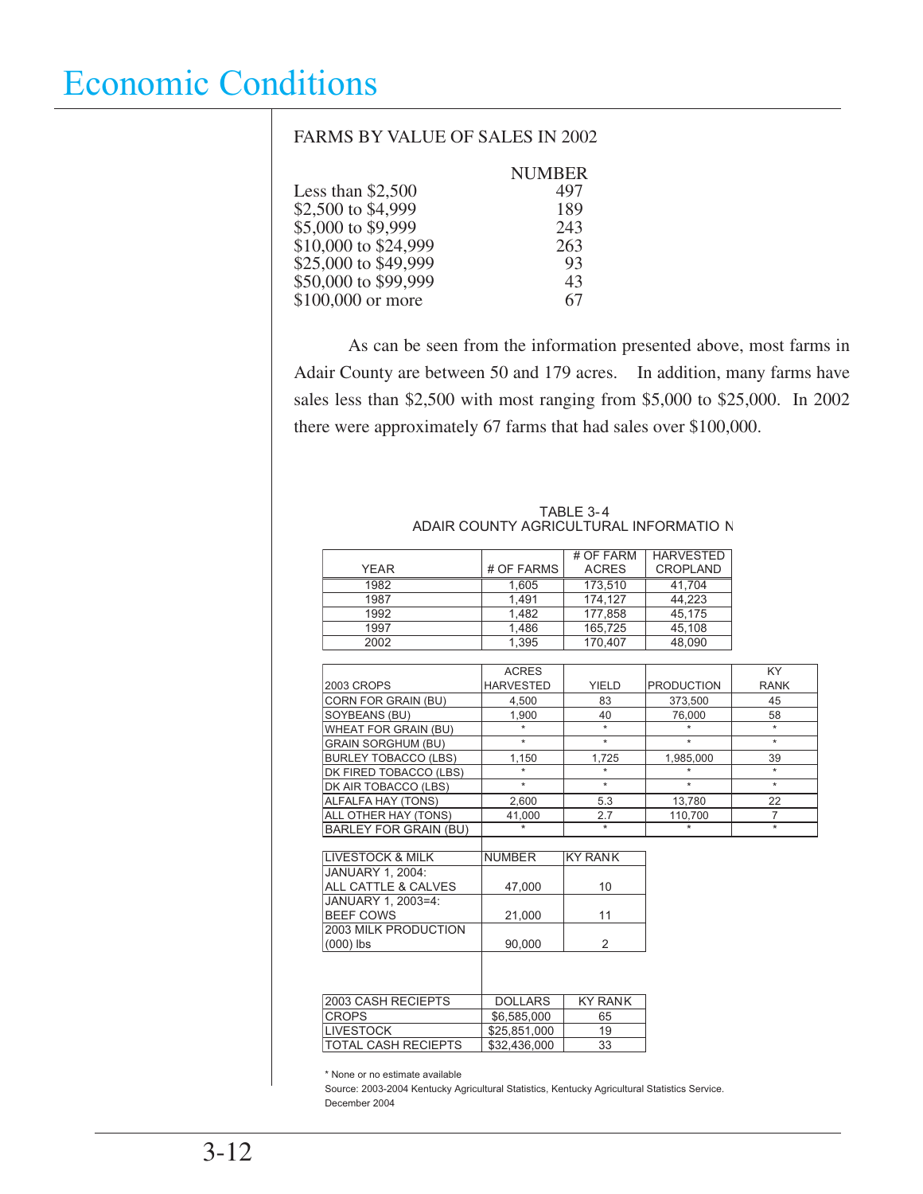# Economic Conditions

FARMS BY VALUE OF SALES IN 2002

| | NUMBER |
|---|---|
| Less than $2,500 | 497 |
| $2,500 to $4,999 | 189 |
| $5,000 to $9,999 | 243 |
| $10,000 to $24,999 | 263 |
| $25,000 to $49,999 | 93 |
| $50,000 to $99,999 | 43 |
| $100,000 or more | 67 |

As can be seen from the information presented above, most farms in Adair County are between 50 and 179 acres. In addition, many farms have sales less than $2,500 with most ranging from $5,000 to $25,000. In 2002 there were approximately 67 farms that had sales over $100,000.

TABLE 3-4
ADAIR COUNTY AGRICULTURAL INFORMATIO N

| YEAR | # OF FARMS | # OF FARM ACRES | HARVESTED CROPLAND |
|---|---|---|---|
| 1982 | 1,605 | 173,510 | 41,704 |
| 1987 | 1,491 | 174,127 | 44,223 |
| 1992 | 1,482 | 177,858 | 45,175 |
| 1997 | 1,486 | 165,725 | 45,108 |
| 2002 | 1,395 | 170,407 | 48,090 |

| 2003 CROPS | ACRES HARVESTED | YIELD | PRODUCTION | KY RANK |
|---|---|---|---|---|
| CORN FOR GRAIN (BU) | 4,500 | 83 | 373,500 | 45 |
| SOYBEANS (BU) | 1,900 | 40 | 76,000 | 58 |
| WHEAT FOR GRAIN (BU) | * | * | * | * |
| GRAIN SORGHUM (BU) | * | * | * | * |
| BURLEY TOBACCO (LBS) | 1,150 | 1,725 | 1,985,000 | 39 |
| DK FIRED TOBACCO (LBS) | * | * | * | * |
| DK AIR TOBACCO (LBS) | * | * | * | * |
| ALFALFA HAY (TONS) | 2,600 | 5.3 | 13,780 | 22 |
| ALL OTHER HAY (TONS) | 41,000 | 2.7 | 110,700 | 7 |
| BARLEY FOR GRAIN (BU) | * | * | * | * |

| LIVESTOCK & MILK | NUMBER | KY RANK |
|---|---|---|
| JANUARY 1, 2004: ALL CATTLE & CALVES | 47,000 | 10 |
| JANUARY 1, 2003=4: BEEF COWS | 21,000 | 11 |
| 2003 MILK PRODUCTION (000) lbs | 90,000 | 2 |

| 2003 CASH RECIEPTS | DOLLARS | KY RANK |
|---|---|---|
| CROPS | $6,585,000 | 65 |
| LIVESTOCK | $25,851,000 | 19 |
| TOTAL CASH RECIEPTS | $32,436,000 | 33 |

* None or no estimate available

Source: 2003-2004 Kentucky Agricultural Statistics, Kentucky Agricultural Statistics Service. December 2004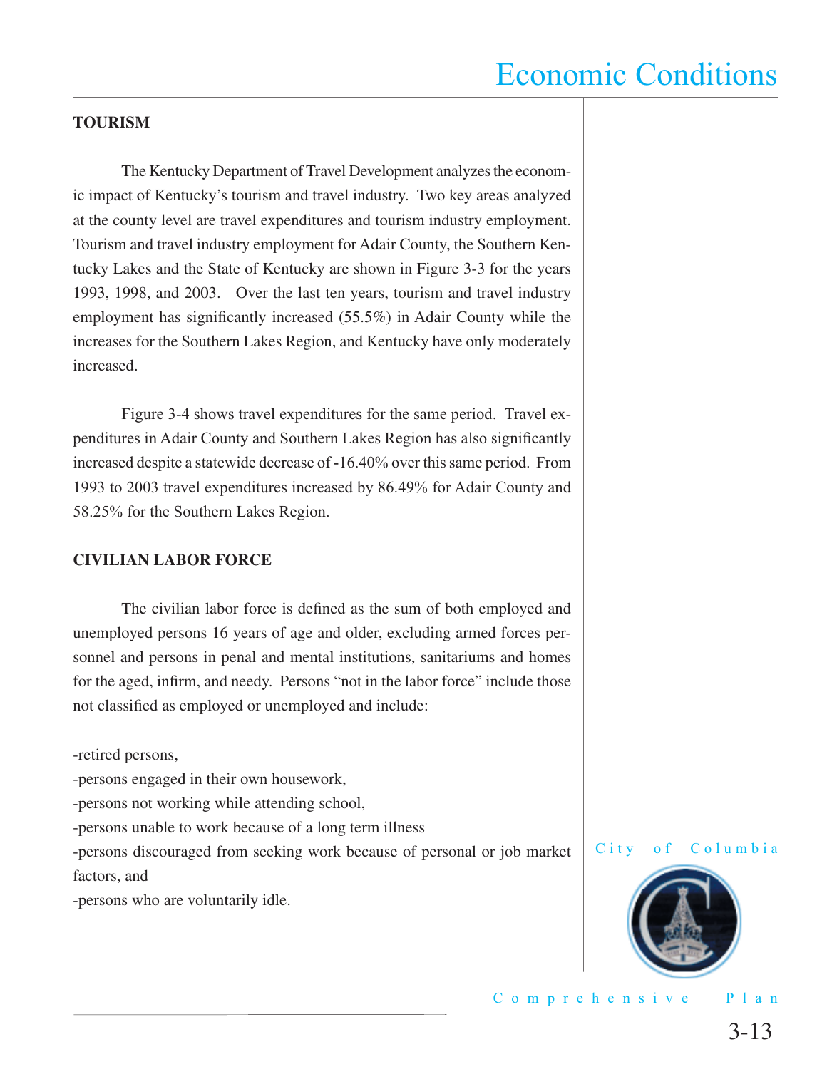## TOURISM

The Kentucky Department of Travel Development analyzes the economic impact of Kentucky's tourism and travel industry. Two key areas analyzed at the county level are travel expenditures and tourism industry employment. Tourism and travel industry employment for Adair County, the Southern Kentucky Lakes and the State of Kentucky are shown in Figure 3-3 for the years 1993, 1998, and 2003. Over the last ten years, tourism and travel industry employment has significantly increased (55.5%) in Adair County while the increases for the Southern Lakes Region, and Kentucky have only moderately increased.

Figure 3-4 shows travel expenditures for the same period. Travel expenditures in Adair County and Southern Lakes Region has also significantly increased despite a statewide decrease of -16.40% over this same period. From 1993 to 2003 travel expenditures increased by 86.49% for Adair County and 58.25% for the Southern Lakes Region.

## CIVILIAN LABOR FORCE

The civilian labor force is defined as the sum of both employed and unemployed persons 16 years of age and older, excluding armed forces personnel and persons in penal and mental institutions, sanitariums and homes for the aged, infirm, and needy. Persons "not in the labor force" include those not classified as employed or unemployed and include:

-retired persons,
-persons engaged in their own housework,
-persons not working while attending school,
-persons unable to work because of a long term illness
-persons discouraged from seeking work because of personal or job market factors, and
-persons who are voluntarily idle.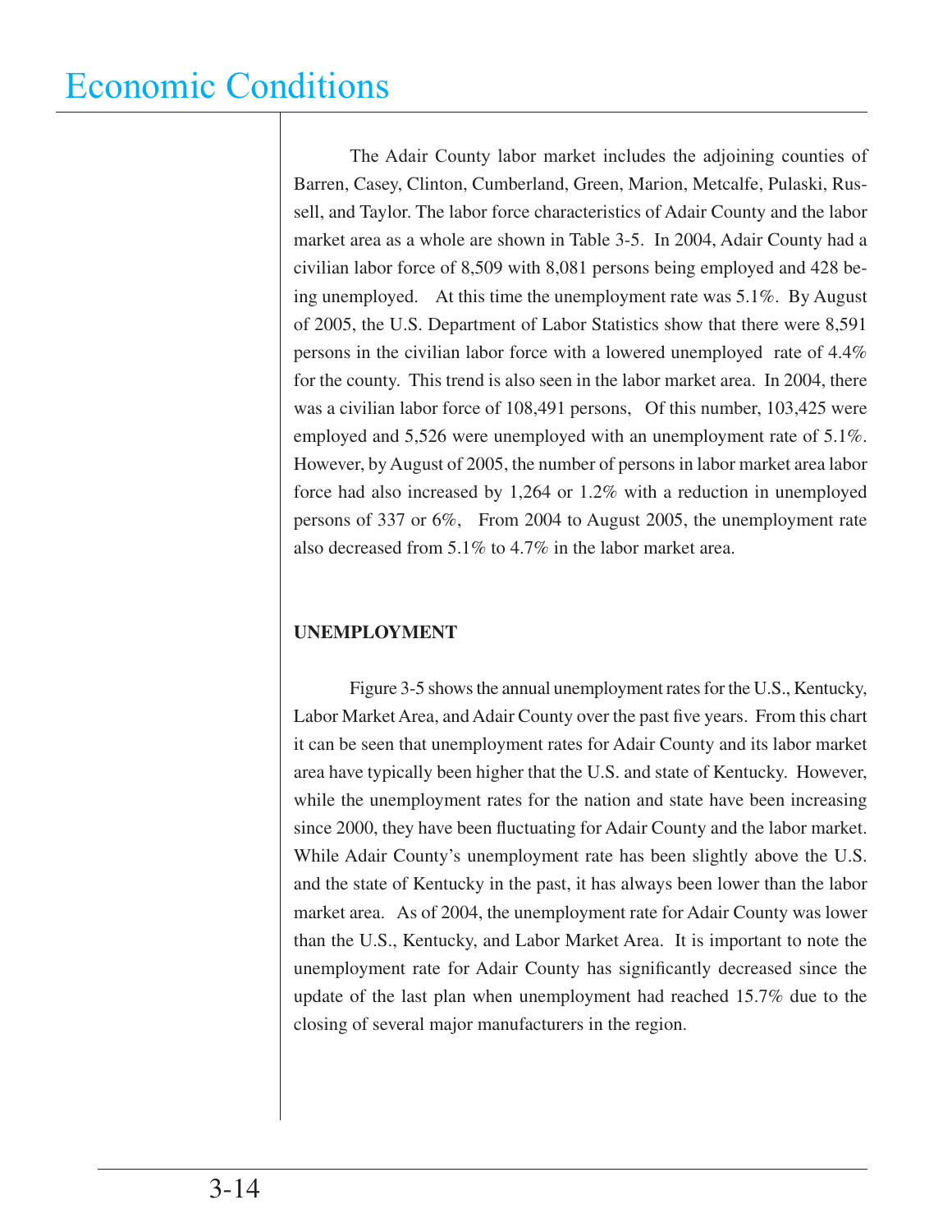# Economic Conditions

The Adair County labor market includes the adjoining counties of Barren, Casey, Clinton, Cumberland, Green, Marion, Metcalfe, Pulaski, Russell, and Taylor. The labor force characteristics of Adair County and the labor market area as a whole are shown in Table 3-5. In 2004, Adair County had a civilian labor force of 8,509 with 8,081 persons being employed and 428 being unemployed. At this time the unemployment rate was 5.1%. By August of 2005, the U.S. Department of Labor Statistics show that there were 8,591 persons in the civilian labor force with a lowered unemployed rate of 4.4% for the county. This trend is also seen in the labor market area. In 2004, there was a civilian labor force of 108,491 persons, Of this number, 103,425 were employed and 5,526 were unemployed with an unemployment rate of 5.1%. However, by August of 2005, the number of persons in labor market area labor force had also increased by 1,264 or 1.2% with a reduction in unemployed persons of 337 or 6%, From 2004 to August 2005, the unemployment rate also decreased from 5.1% to 4.7% in the labor market area.

**UNEMPLOYMENT**

Figure 3-5 shows the annual unemployment rates for the U.S., Kentucky, Labor Market Area, and Adair County over the past five years. From this chart it can be seen that unemployment rates for Adair County and its labor market area have typically been higher that the U.S. and state of Kentucky. However, while the unemployment rates for the nation and state have been increasing since 2000, they have been fluctuating for Adair County and the labor market. While Adair County's unemployment rate has been slightly above the U.S. and the state of Kentucky in the past, it has always been lower than the labor market area. As of 2004, the unemployment rate for Adair County was lower than the U.S., Kentucky, and Labor Market Area. It is important to note the unemployment rate for Adair County has significantly decreased since the update of the last plan when unemployment had reached 15.7% due to the closing of several major manufacturers in the region.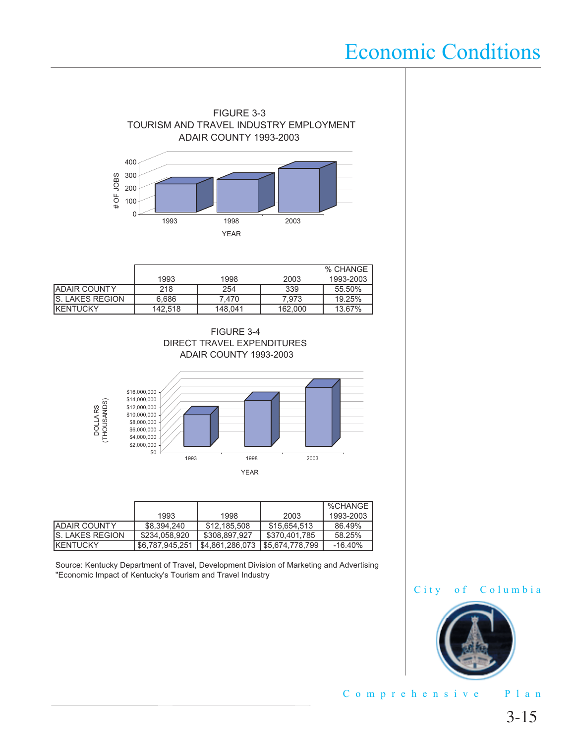FIGURE 3-3
TOURISM AND TRAVEL INDUSTRY EMPLOYMENT
ADAIR COUNTY 1993-2003

|  | 1993 | 1998 | 2003 | % CHANGE 1993-2003 |
|---|---|---|---|---|
| ADAIR COUNTY | 218 | 254 | 339 | 55.50% |
| S. LAKES REGION | 6,686 | 7,470 | 7,973 | 19.25% |
| KENTUCKY | 142,518 | 148,041 | 162,000 | 13.67% |

FIGURE 3-4
DIRECT TRAVEL EXPENDITURES
ADAIR COUNTY 1993-2003

|  | 1993 | 1998 | 2003 | %CHANGE 1993-2003 |
|---|---|---|---|---|
| ADAIR COUNTY | $8,394,240 | $12,185,508 | $15,654,513 | 86.49% |
| S. LAKES REGION | $234,058,920 | $308,897,927 | $370,401,785 | 58.25% |
| KENTUCKY | $6,787,945,251 | $4,861,286,073 | $5,674,778,799 | -16.40% |

Source: Kentucky Department of Travel, Development Division of Marketing and Advertising "Economic Impact of Kentucky's Tourism and Travel Industry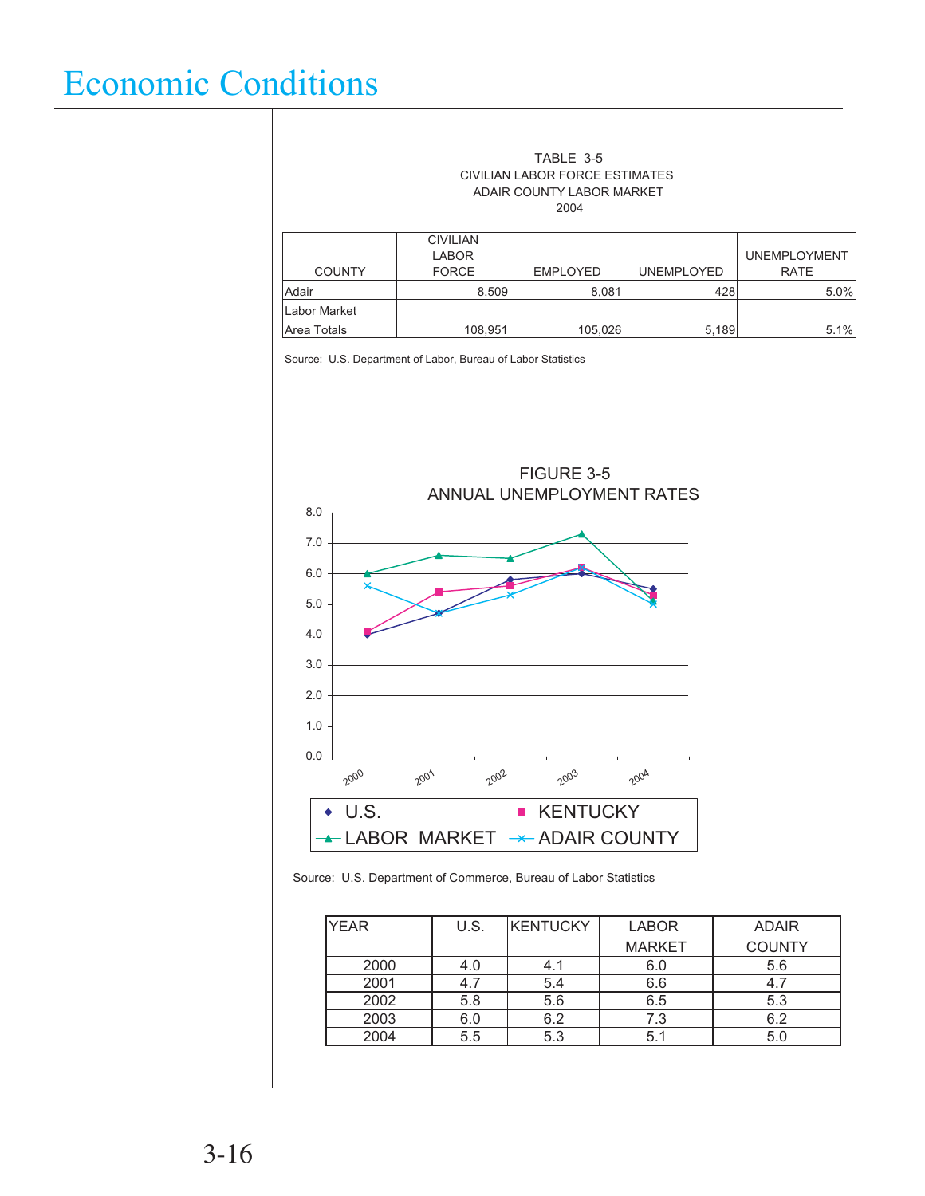# Economic Conditions

TABLE 3-5
CIVILIAN LABOR FORCE ESTIMATES
ADAIR COUNTY LABOR MARKET
2004

| COUNTY | CIVILIAN LABOR FORCE | EMPLOYED | UNEMPLOYED | UNEMPLOYMENT RATE |
|---|---|---|---|---|
| Adair | 8,509 | 8,081 | 428 | 5.0% |
| Labor Market Area Totals | 108,951 | 105,026 | 5,189 | 5.1% |

Source: U.S. Department of Labor, Bureau of Labor Statistics

FIGURE 3-5
ANNUAL UNEMPLOYMENT RATES

Source: U.S. Department of Commerce, Bureau of Labor Statistics

| YEAR | U.S. | KENTUCKY | LABOR MARKET | ADAIR COUNTY |
|---|---|---|---|---|
| 2000 | 4.0 | 4.1 | 6.0 | 5.6 |
| 2001 | 4.7 | 5.4 | 6.6 | 4.7 |
| 2002 | 5.8 | 5.6 | 6.5 | 5.3 |
| 2003 | 6.0 | 6.2 | 7.3 | 6.2 |
| 2004 | 5.5 | 5.3 | 5.1 | 5.0 |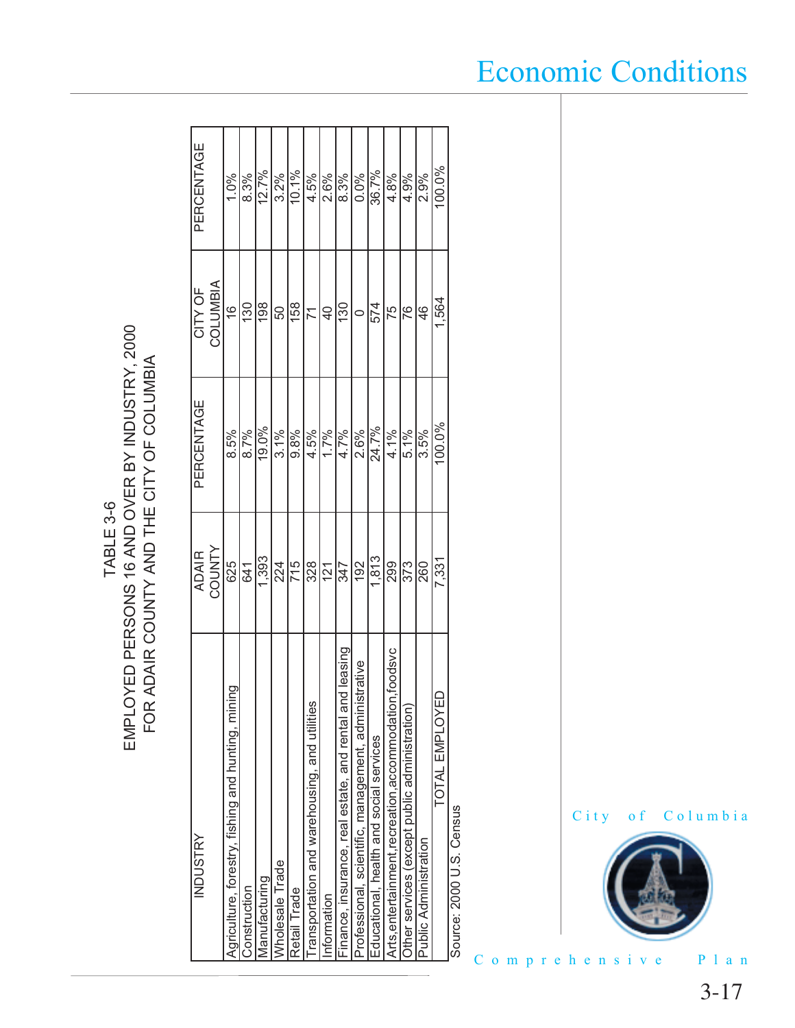## TABLE 3-6
## EMPLOYED PERSONS 16 AND OVER BY INDUSTRY, 2000
## FOR ADAIR COUNTY AND THE CITY OF COLUMBIA

| INDUSTRY | ADAIR COUNTY | PERCENTAGE | CITY OF COLUMBIA | PERCENTAGE |
|---|---|---|---|---|
| Agriculture, forestry, fishing and hunting, mining | 625 | 8.5% | 16 | 1.0% |
| Construction | 641 | 8.7% | 130 | 8.3% |
| Manufacturing | 1,393 | 19.0% | 198 | 12.7% |
| Wholesale Trade | 224 | 3.1% | 50 | 3.2% |
| Retail Trade | 715 | 9.8% | 158 | 10.1% |
| Transportation and warehousing, and utilities | 328 | 4.5% | 71 | 4.5% |
| Information | 121 | 1.7% | 40 | 2.6% |
| Finance, insurance, real estate, and rental and leasing | 347 | 4.7% | 130 | 8.3% |
| Professional, scientific, management, administrative | 192 | 2.6% | 0 | 0.0% |
| Educational, health and social services | 1,813 | 24.7% | 574 | 36.7% |
| Arts,entertainment,recreation,accommodation,foodsvc | 299 | 4.1% | 75 | 4.8% |
| Other services (except public administration) | 373 | 5.1% | 76 | 4.9% |
| Public Administration | 260 | 3.5% | 46 | 2.9% |
| TOTAL EMPLOYED | 7,331 | 100.0% | 1,564 | 100.0% |

Source: 2000 U.S. Census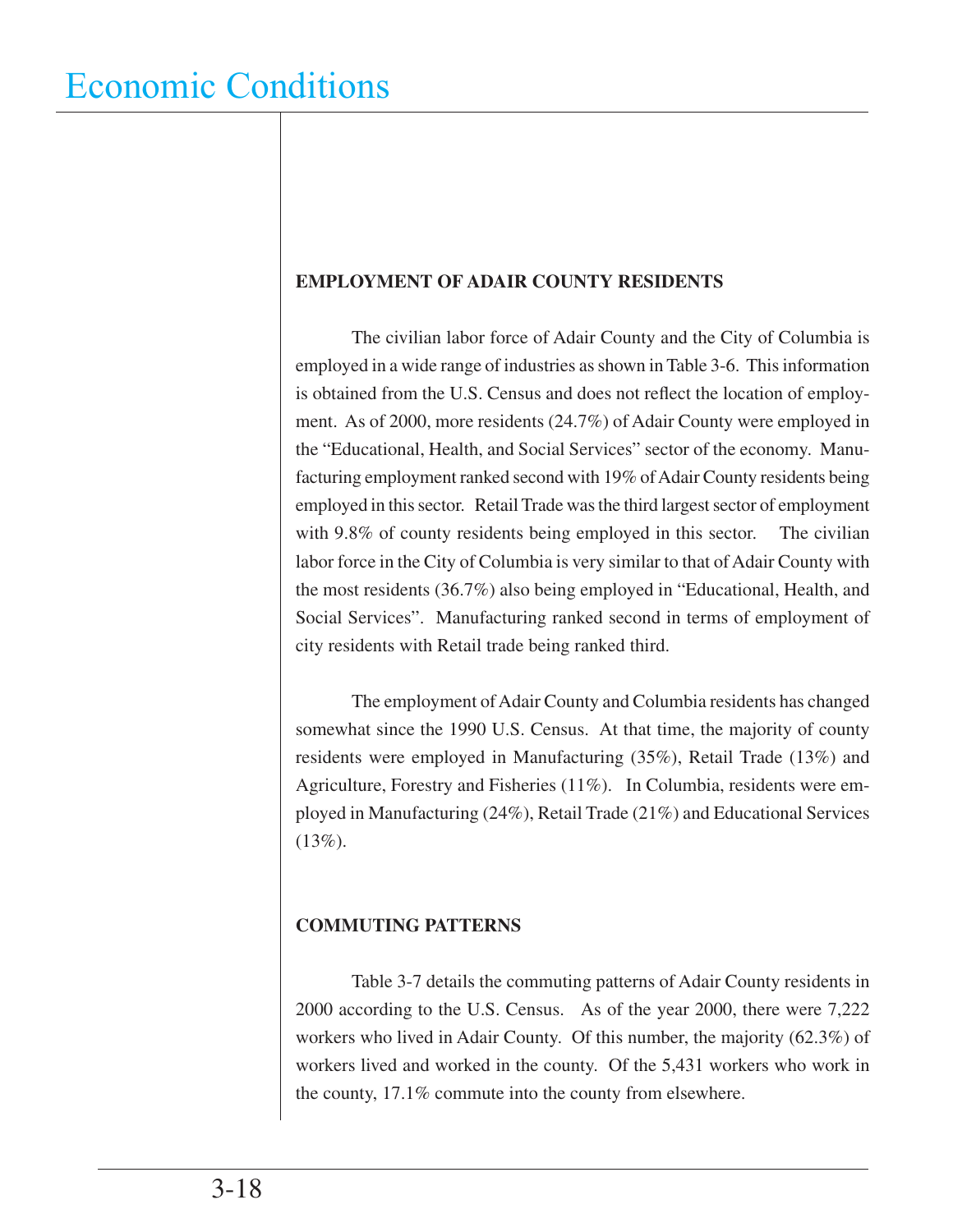## EMPLOYMENT OF ADAIR COUNTY RESIDENTS

The civilian labor force of Adair County and the City of Columbia is employed in a wide range of industries as shown in Table 3-6. This information is obtained from the U.S. Census and does not reflect the location of employment. As of 2000, more residents (24.7%) of Adair County were employed in the "Educational, Health, and Social Services" sector of the economy. Manufacturing employment ranked second with 19% of Adair County residents being employed in this sector. Retail Trade was the third largest sector of employment with 9.8% of county residents being employed in this sector. The civilian labor force in the City of Columbia is very similar to that of Adair County with the most residents (36.7%) also being employed in "Educational, Health, and Social Services". Manufacturing ranked second in terms of employment of city residents with Retail trade being ranked third.

The employment of Adair County and Columbia residents has changed somewhat since the 1990 U.S. Census. At that time, the majority of county residents were employed in Manufacturing (35%), Retail Trade (13%) and Agriculture, Forestry and Fisheries (11%). In Columbia, residents were employed in Manufacturing (24%), Retail Trade (21%) and Educational Services (13%).

## COMMUTING PATTERNS

Table 3-7 details the commuting patterns of Adair County residents in 2000 according to the U.S. Census. As of the year 2000, there were 7,222 workers who lived in Adair County. Of this number, the majority (62.3%) of workers lived and worked in the county. Of the 5,431 workers who work in the county, 17.1% commute into the county from elsewhere.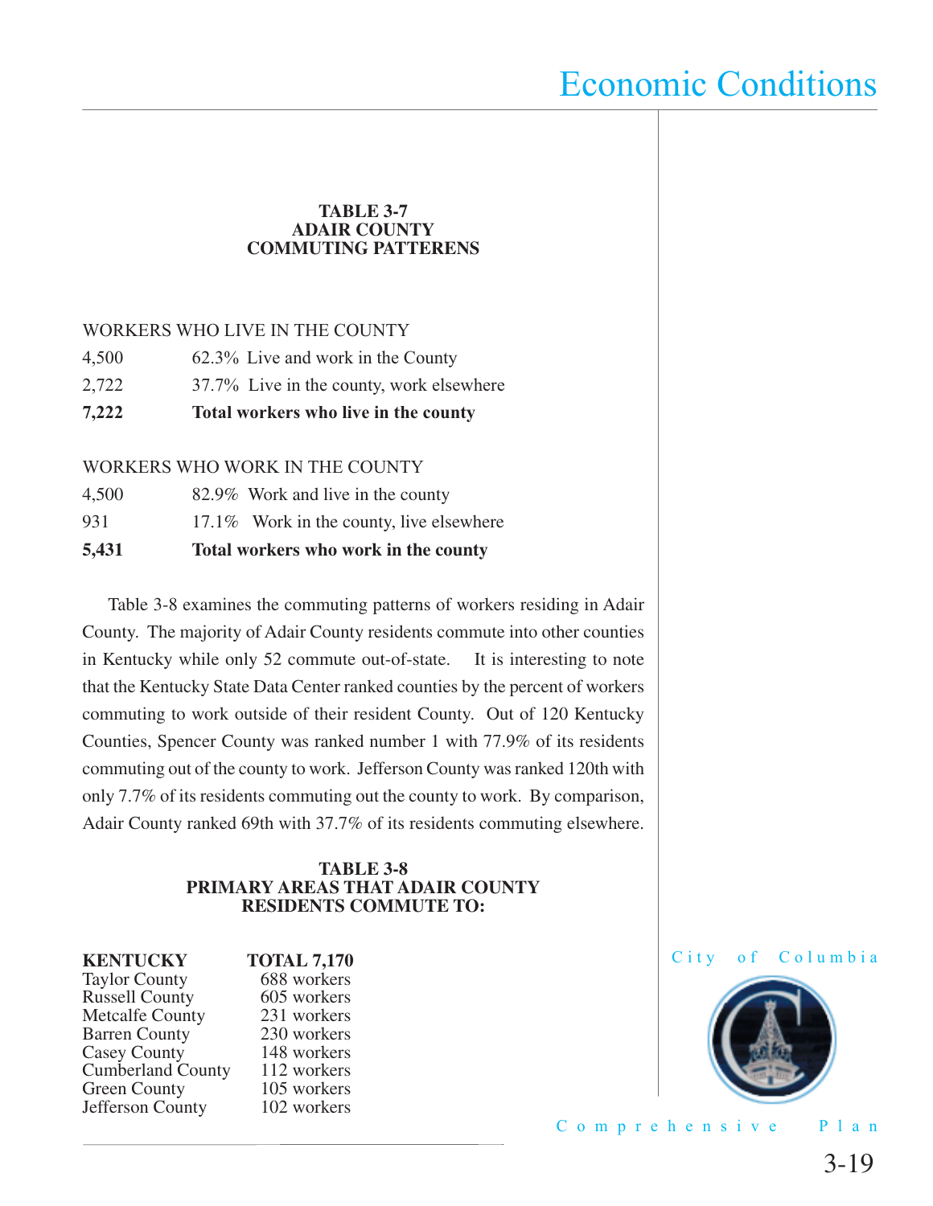**TABLE 3-7**
**ADAIR COUNTY**
**COMMUTING PATTERENS**

| WORKERS WHO LIVE IN THE COUNTY | |
|---|---|
| 4,500 | 62.3% Live and work in the County |
| 2,722 | 37.7% Live in the county, work elsewhere |
| **7,222** | **Total workers who live in the county** |

| WORKERS WHO WORK IN THE COUNTY | |
|---|---|
| 4,500 | 82.9% Work and live in the county |
| 931 | 17.1% Work in the county, live elsewhere |
| **5,431** | **Total workers who work in the county** |

Table 3-8 examines the commuting patterns of workers residing in Adair County. The majority of Adair County residents commute into other counties in Kentucky while only 52 commute out-of-state. It is interesting to note that the Kentucky State Data Center ranked counties by the percent of workers commuting to work outside of their resident County. Out of 120 Kentucky Counties, Spencer County was ranked number 1 with 77.9% of its residents commuting out of the county to work. Jefferson County was ranked 120th with only 7.7% of its residents commuting out the county to work. By comparison, Adair County ranked 69th with 37.7% of its residents commuting elsewhere.

**TABLE 3-8**
**PRIMARY AREAS THAT ADAIR COUNTY RESIDENTS COMMUTE TO:**

| **KENTUCKY** | **TOTAL 7,170** |
|---|---|
| Taylor County | 688 workers |
| Russell County | 605 workers |
| Metcalfe County | 231 workers |
| Barren County | 230 workers |
| Casey County | 148 workers |
| Cumberland County | 112 workers |
| Green County | 105 workers |
| Jefferson County | 102 workers |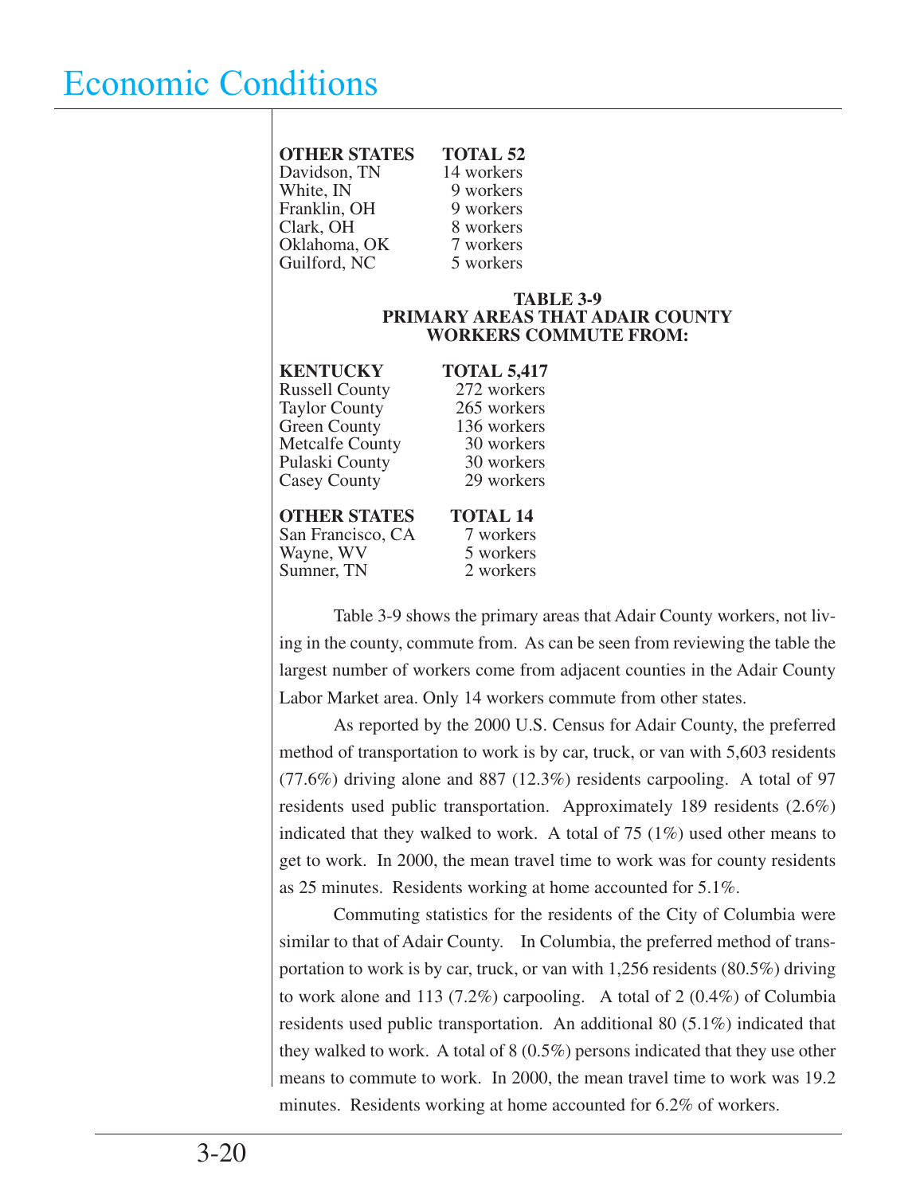| OTHER STATES | TOTAL 52 |
|---|---|
| Davidson, TN | 14 workers |
| White, IN | 9 workers |
| Franklin, OH | 9 workers |
| Clark, OH | 8 workers |
| Oklahoma, OK | 7 workers |
| Guilford, NC | 5 workers |

**TABLE 3-9**
**PRIMARY AREAS THAT ADAIR COUNTY WORKERS COMMUTE FROM:**

| KENTUCKY | TOTAL 5,417 |
|---|---|
| Russell County | 272 workers |
| Taylor County | 265 workers |
| Green County | 136 workers |
| Metcalfe County | 30 workers |
| Pulaski County | 30 workers |
| Casey County | 29 workers |

| OTHER STATES | TOTAL 14 |
|---|---|
| San Francisco, CA | 7 workers |
| Wayne, WV | 5 workers |
| Sumner, TN | 2 workers |

Table 3-9 shows the primary areas that Adair County workers, not living in the county, commute from. As can be seen from reviewing the table the largest number of workers come from adjacent counties in the Adair County Labor Market area. Only 14 workers commute from other states.

As reported by the 2000 U.S. Census for Adair County, the preferred method of transportation to work is by car, truck, or van with 5,603 residents (77.6%) driving alone and 887 (12.3%) residents carpooling. A total of 97 residents used public transportation. Approximately 189 residents (2.6%) indicated that they walked to work. A total of 75 (1%) used other means to get to work. In 2000, the mean travel time to work was for county residents as 25 minutes. Residents working at home accounted for 5.1%.

Commuting statistics for the residents of the City of Columbia were similar to that of Adair County. In Columbia, the preferred method of transportation to work is by car, truck, or van with 1,256 residents (80.5%) driving to work alone and 113 (7.2%) carpooling. A total of 2 (0.4%) of Columbia residents used public transportation. An additional 80 (5.1%) indicated that they walked to work. A total of 8 (0.5%) persons indicated that they use other means to commute to work. In 2000, the mean travel time to work was 19.2 minutes. Residents working at home accounted for 6.2% of workers.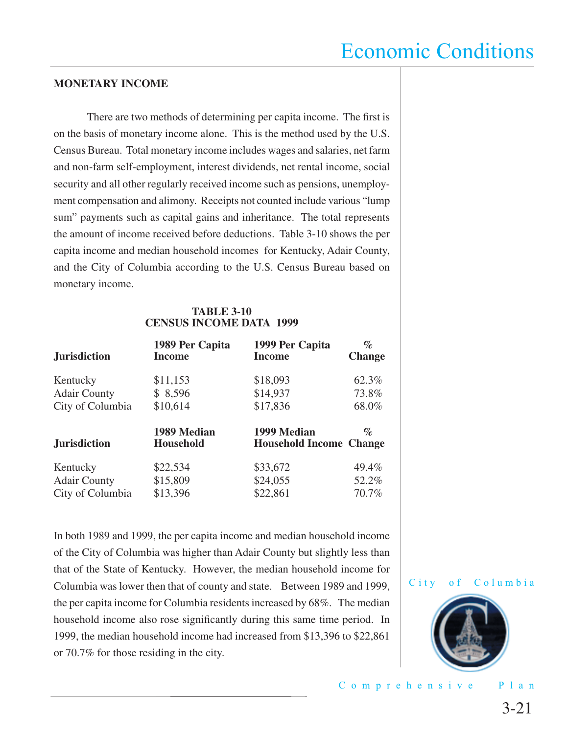## MONETARY INCOME

There are two methods of determining per capita income. The first is on the basis of monetary income alone. This is the method used by the U.S. Census Bureau. Total monetary income includes wages and salaries, net farm and non-farm self-employment, interest dividends, net rental income, social security and all other regularly received income such as pensions, unemployment compensation and alimony. Receipts not counted include various "lump sum" payments such as capital gains and inheritance. The total represents the amount of income received before deductions. Table 3-10 shows the per capita income and median household incomes for Kentucky, Adair County, and the City of Columbia according to the U.S. Census Bureau based on monetary income.

**TABLE 3-10**
**CENSUS INCOME DATA 1999**

| Jurisdiction | 1989 Per Capita Income | 1999 Per Capita Income | % Change |
|---|---|---|---|
| Kentucky | $11,153 | $18,093 | 62.3% |
| Adair County | $ 8,596 | $14,937 | 73.8% |
| City of Columbia | $10,614 | $17,836 | 68.0% |
| **Jurisdiction** | **1989 Median Household** | **1999 Median Household Income** | **% Change** |
| Kentucky | $22,534 | $33,672 | 49.4% |
| Adair County | $15,809 | $24,055 | 52.2% |
| City of Columbia | $13,396 | $22,861 | 70.7% |

In both 1989 and 1999, the per capita income and median household income of the City of Columbia was higher than Adair County but slightly less than that of the State of Kentucky. However, the median household income for Columbia was lower then that of county and state. Between 1989 and 1999, the per capita income for Columbia residents increased by 68%. The median household income also rose significantly during this same time period. In 1999, the median household income had increased from $13,396 to $22,861 or 70.7% for those residing in the city.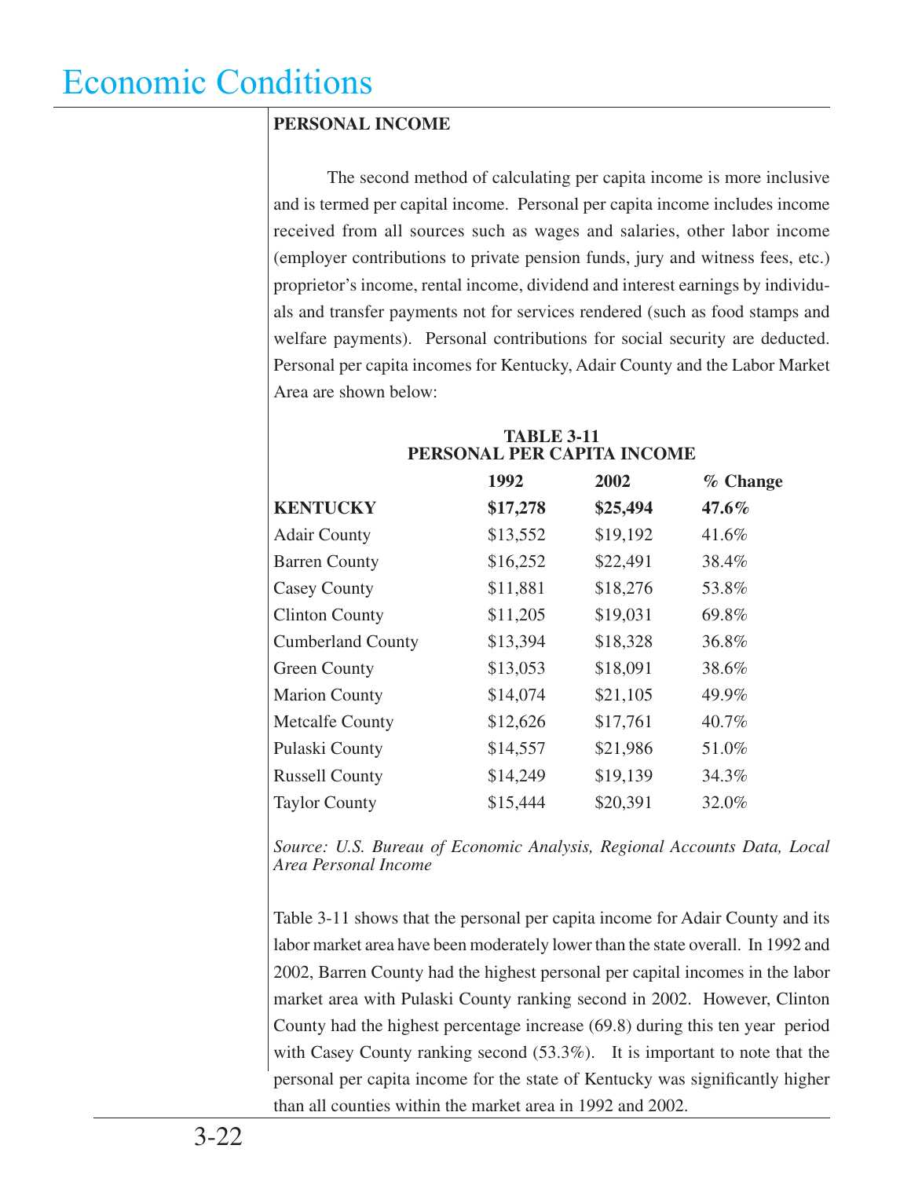# Economic Conditions

## PERSONAL INCOME

The second method of calculating per capita income is more inclusive and is termed per capital income. Personal per capita income includes income received from all sources such as wages and salaries, other labor income (employer contributions to private pension funds, jury and witness fees, etc.) proprietor's income, rental income, dividend and interest earnings by individuals and transfer payments not for services rendered (such as food stamps and welfare payments). Personal contributions for social security are deducted. Personal per capita incomes for Kentucky, Adair County and the Labor Market Area are shown below:

**TABLE 3-11**
**PERSONAL PER CAPITA INCOME**

| | 1992 | 2002 | % Change |
|---|---|---|---|
| **KENTUCKY** | **$17,278** | **$25,494** | **47.6%** |
| Adair County | $13,552 | $19,192 | 41.6% |
| Barren County | $16,252 | $22,491 | 38.4% |
| Casey County | $11,881 | $18,276 | 53.8% |
| Clinton County | $11,205 | $19,031 | 69.8% |
| Cumberland County | $13,394 | $18,328 | 36.8% |
| Green County | $13,053 | $18,091 | 38.6% |
| Marion County | $14,074 | $21,105 | 49.9% |
| Metcalfe County | $12,626 | $17,761 | 40.7% |
| Pulaski County | $14,557 | $21,986 | 51.0% |
| Russell County | $14,249 | $19,139 | 34.3% |
| Taylor County | $15,444 | $20,391 | 32.0% |

*Source: U.S. Bureau of Economic Analysis, Regional Accounts Data, Local Area Personal Income*

Table 3-11 shows that the personal per capita income for Adair County and its labor market area have been moderately lower than the state overall. In 1992 and 2002, Barren County had the highest personal per capital incomes in the labor market area with Pulaski County ranking second in 2002. However, Clinton County had the highest percentage increase (69.8) during this ten year period with Casey County ranking second (53.3%). It is important to note that the personal per capita income for the state of Kentucky was significantly higher than all counties within the market area in 1992 and 2002.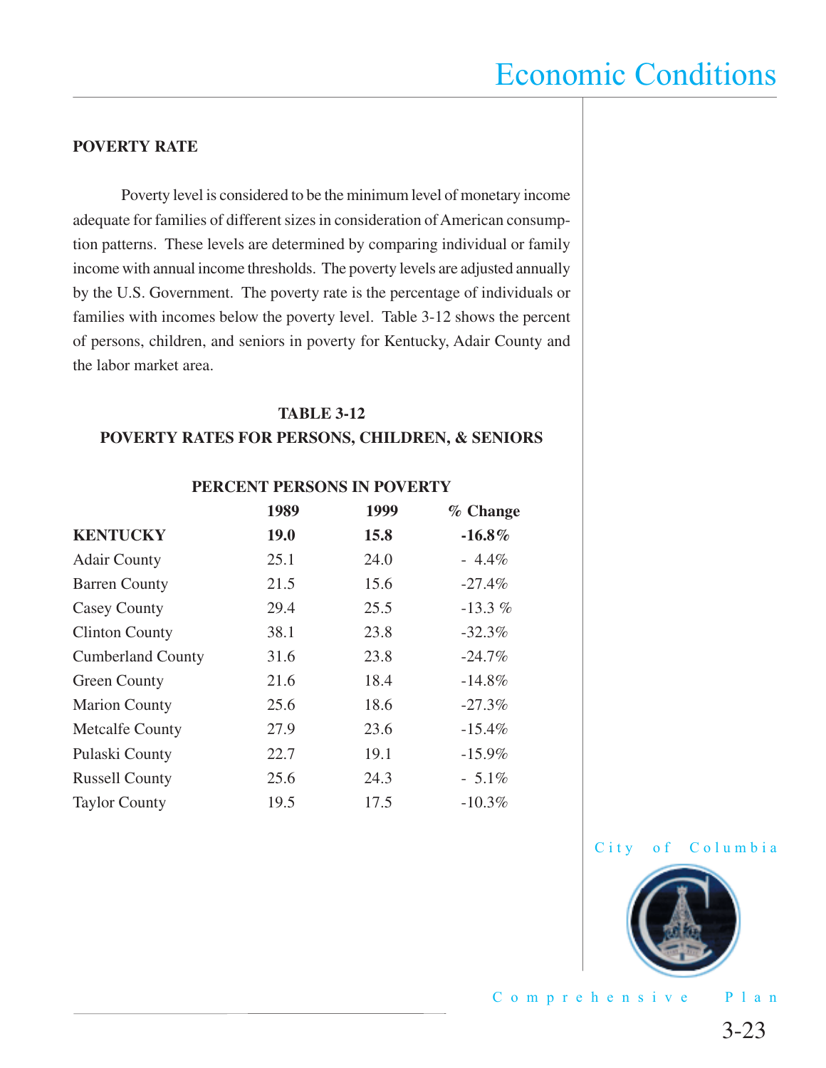## POVERTY RATE

Poverty level is considered to be the minimum level of monetary income adequate for families of different sizes in consideration of American consumption patterns. These levels are determined by comparing individual or family income with annual income thresholds. The poverty levels are adjusted annually by the U.S. Government. The poverty rate is the percentage of individuals or families with incomes below the poverty level. Table 3-12 shows the percent of persons, children, and seniors in poverty for Kentucky, Adair County and the labor market area.

**TABLE 3-12**
**POVERTY RATES FOR PERSONS, CHILDREN, & SENIORS**

| | PERCENT PERSONS IN POVERTY | | |
|---|---|---|---|
| | 1989 | 1999 | % Change |
| **KENTUCKY** | **19.0** | **15.8** | **-16.8%** |
| Adair County | 25.1 | 24.0 | - 4.4% |
| Barren County | 21.5 | 15.6 | -27.4% |
| Casey County | 29.4 | 25.5 | -13.3 % |
| Clinton County | 38.1 | 23.8 | -32.3% |
| Cumberland County | 31.6 | 23.8 | -24.7% |
| Green County | 21.6 | 18.4 | -14.8% |
| Marion County | 25.6 | 18.6 | -27.3% |
| Metcalfe County | 27.9 | 23.6 | -15.4% |
| Pulaski County | 22.7 | 19.1 | -15.9% |
| Russell County | 25.6 | 24.3 | - 5.1% |
| Taylor County | 19.5 | 17.5 | -10.3% |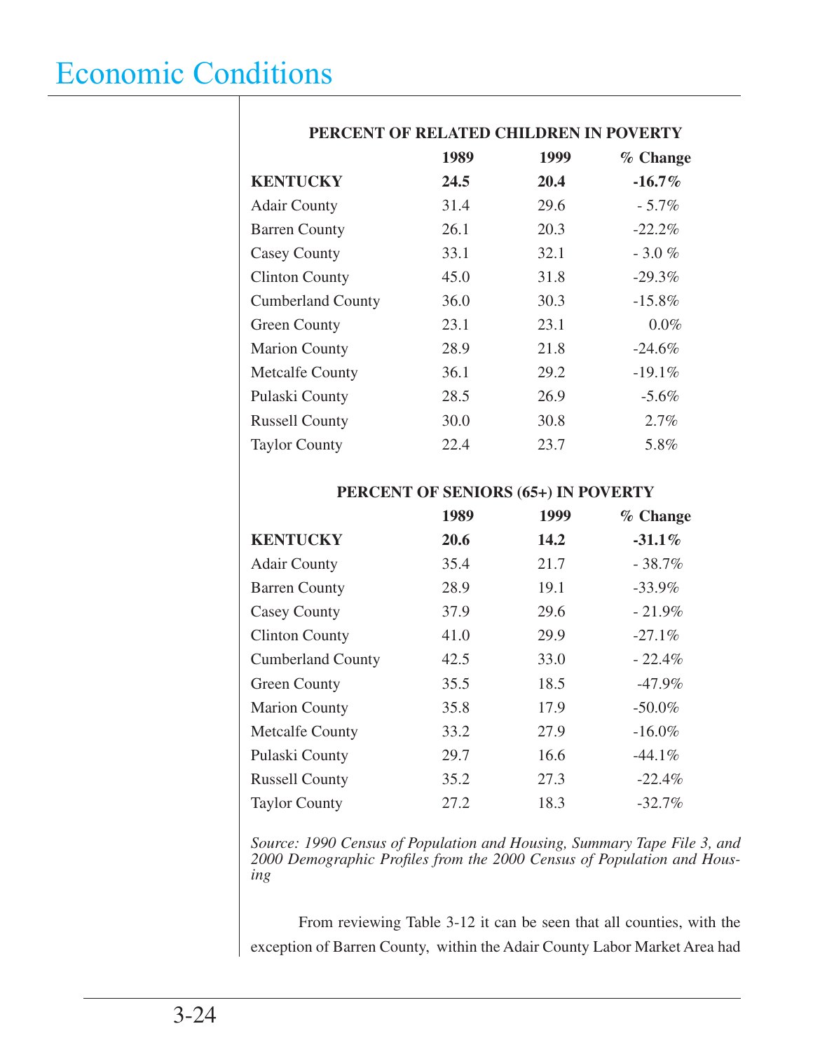# Economic Conditions

**PERCENT OF RELATED CHILDREN IN POVERTY**

| | 1989 | 1999 | % Change |
|---|---|---|---|
| **KENTUCKY** | **24.5** | **20.4** | **-16.7%** |
| Adair County | 31.4 | 29.6 | - 5.7% |
| Barren County | 26.1 | 20.3 | -22.2% |
| Casey County | 33.1 | 32.1 | - 3.0 % |
| Clinton County | 45.0 | 31.8 | -29.3% |
| Cumberland County | 36.0 | 30.3 | -15.8% |
| Green County | 23.1 | 23.1 | 0.0% |
| Marion County | 28.9 | 21.8 | -24.6% |
| Metcalfe County | 36.1 | 29.2 | -19.1% |
| Pulaski County | 28.5 | 26.9 | -5.6% |
| Russell County | 30.0 | 30.8 | 2.7% |
| Taylor County | 22.4 | 23.7 | 5.8% |

**PERCENT OF SENIORS (65+) IN POVERTY**

| | 1989 | 1999 | % Change |
|---|---|---|---|
| **KENTUCKY** | **20.6** | **14.2** | **-31.1%** |
| Adair County | 35.4 | 21.7 | - 38.7% |
| Barren County | 28.9 | 19.1 | -33.9% |
| Casey County | 37.9 | 29.6 | - 21.9% |
| Clinton County | 41.0 | 29.9 | -27.1% |
| Cumberland County | 42.5 | 33.0 | - 22.4% |
| Green County | 35.5 | 18.5 | -47.9% |
| Marion County | 35.8 | 17.9 | -50.0% |
| Metcalfe County | 33.2 | 27.9 | -16.0% |
| Pulaski County | 29.7 | 16.6 | -44.1% |
| Russell County | 35.2 | 27.3 | -22.4% |
| Taylor County | 27.2 | 18.3 | -32.7% |

*Source: 1990 Census of Population and Housing, Summary Tape File 3, and 2000 Demographic Profiles from the 2000 Census of Population and Housing*

From reviewing Table 3-12 it can be seen that all counties, with the exception of Barren County, within the Adair County Labor Market Area had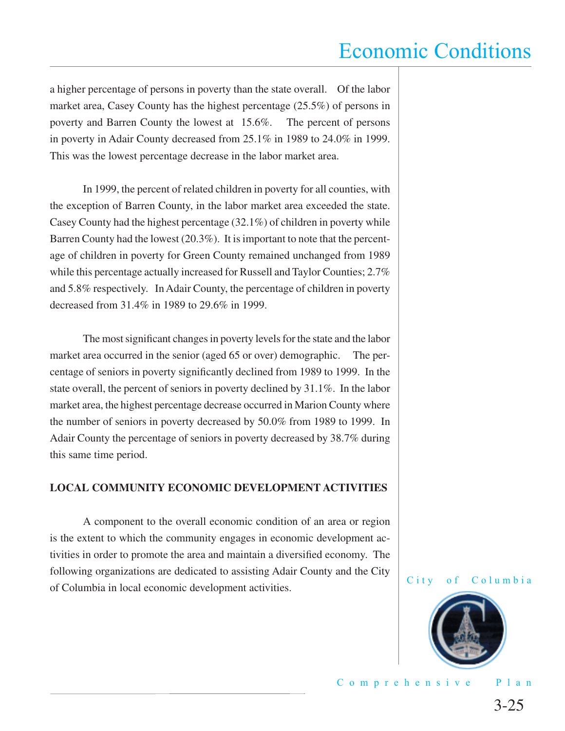a higher percentage of persons in poverty than the state overall. Of the labor market area, Casey County has the highest percentage (25.5%) of persons in poverty and Barren County the lowest at 15.6%. The percent of persons in poverty in Adair County decreased from 25.1% in 1989 to 24.0% in 1999. This was the lowest percentage decrease in the labor market area.

In 1999, the percent of related children in poverty for all counties, with the exception of Barren County, in the labor market area exceeded the state. Casey County had the highest percentage (32.1%) of children in poverty while Barren County had the lowest (20.3%). It is important to note that the percentage of children in poverty for Green County remained unchanged from 1989 while this percentage actually increased for Russell and Taylor Counties; 2.7% and 5.8% respectively. In Adair County, the percentage of children in poverty decreased from 31.4% in 1989 to 29.6% in 1999.

The most significant changes in poverty levels for the state and the labor market area occurred in the senior (aged 65 or over) demographic. The percentage of seniors in poverty significantly declined from 1989 to 1999. In the state overall, the percent of seniors in poverty declined by 31.1%. In the labor market area, the highest percentage decrease occurred in Marion County where the number of seniors in poverty decreased by 50.0% from 1989 to 1999. In Adair County the percentage of seniors in poverty decreased by 38.7% during this same time period.

**LOCAL COMMUNITY ECONOMIC DEVELOPMENT ACTIVITIES**

A component to the overall economic condition of an area or region is the extent to which the community engages in economic development activities in order to promote the area and maintain a diversified economy. The following organizations are dedicated to assisting Adair County and the City of Columbia in local economic development activities.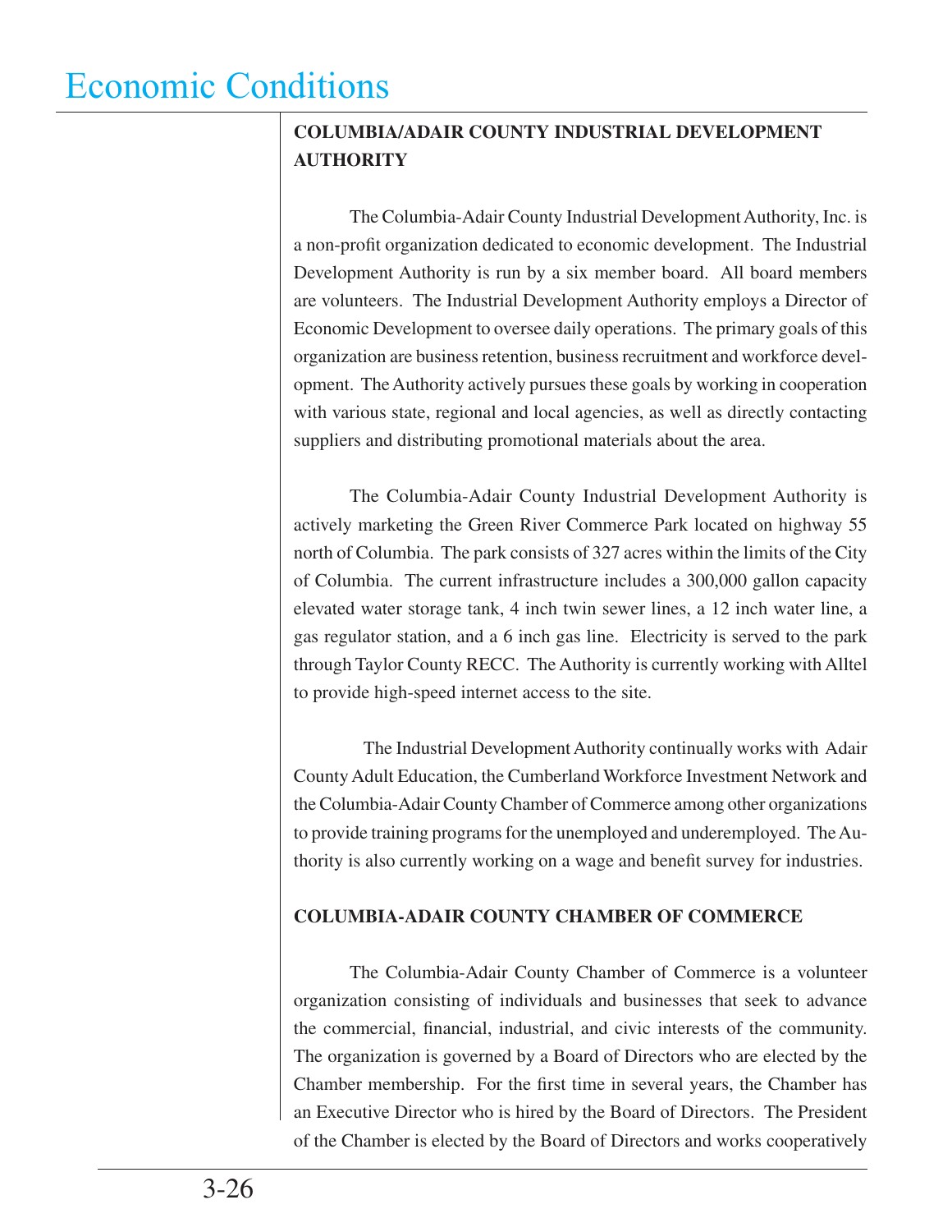## COLUMBIA/ADAIR COUNTY INDUSTRIAL DEVELOPMENT AUTHORITY

The Columbia-Adair County Industrial Development Authority, Inc. is a non-profit organization dedicated to economic development. The Industrial Development Authority is run by a six member board. All board members are volunteers. The Industrial Development Authority employs a Director of Economic Development to oversee daily operations. The primary goals of this organization are business retention, business recruitment and workforce development. The Authority actively pursues these goals by working in cooperation with various state, regional and local agencies, as well as directly contacting suppliers and distributing promotional materials about the area.

The Columbia-Adair County Industrial Development Authority is actively marketing the Green River Commerce Park located on highway 55 north of Columbia. The park consists of 327 acres within the limits of the City of Columbia. The current infrastructure includes a 300,000 gallon capacity elevated water storage tank, 4 inch twin sewer lines, a 12 inch water line, a gas regulator station, and a 6 inch gas line. Electricity is served to the park through Taylor County RECC. The Authority is currently working with Alltel to provide high-speed internet access to the site.

The Industrial Development Authority continually works with Adair County Adult Education, the Cumberland Workforce Investment Network and the Columbia-Adair County Chamber of Commerce among other organizations to provide training programs for the unemployed and underemployed. The Authority is also currently working on a wage and benefit survey for industries.

## COLUMBIA-ADAIR COUNTY CHAMBER OF COMMERCE

The Columbia-Adair County Chamber of Commerce is a volunteer organization consisting of individuals and businesses that seek to advance the commercial, financial, industrial, and civic interests of the community. The organization is governed by a Board of Directors who are elected by the Chamber membership. For the first time in several years, the Chamber has an Executive Director who is hired by the Board of Directors. The President of the Chamber is elected by the Board of Directors and works cooperatively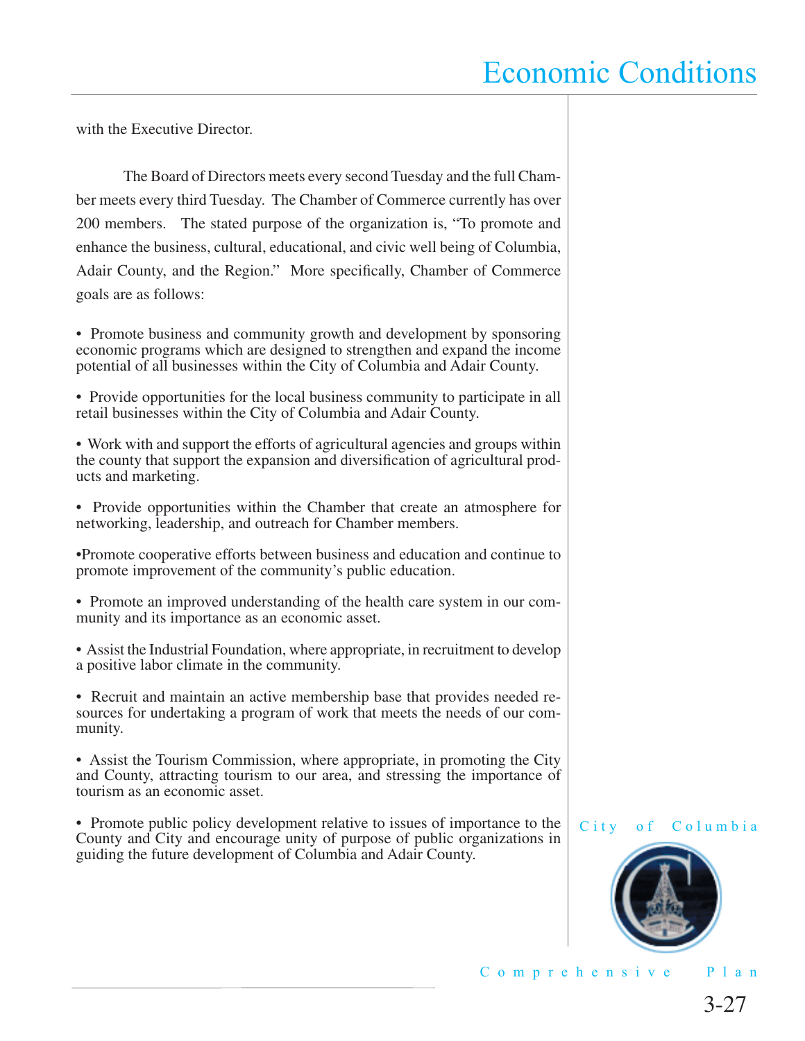with the Executive Director.

The Board of Directors meets every second Tuesday and the full Chamber meets every third Tuesday. The Chamber of Commerce currently has over 200 members. The stated purpose of the organization is, "To promote and enhance the business, cultural, educational, and civic well being of Columbia, Adair County, and the Region." More specifically, Chamber of Commerce goals are as follows:

- Promote business and community growth and development by sponsoring economic programs which are designed to strengthen and expand the income potential of all businesses within the City of Columbia and Adair County.

- Provide opportunities for the local business community to participate in all retail businesses within the City of Columbia and Adair County.

- Work with and support the efforts of agricultural agencies and groups within the county that support the expansion and diversification of agricultural products and marketing.

- Provide opportunities within the Chamber that create an atmosphere for networking, leadership, and outreach for Chamber members.

- Promote cooperative efforts between business and education and continue to promote improvement of the community's public education.

- Promote an improved understanding of the health care system in our community and its importance as an economic asset.

- Assist the Industrial Foundation, where appropriate, in recruitment to develop a positive labor climate in the community.

- Recruit and maintain an active membership base that provides needed resources for undertaking a program of work that meets the needs of our community.

- Assist the Tourism Commission, where appropriate, in promoting the City and County, attracting tourism to our area, and stressing the importance of tourism as an economic asset.

- Promote public policy development relative to issues of importance to the County and City and encourage unity of purpose of public organizations in guiding the future development of Columbia and Adair County.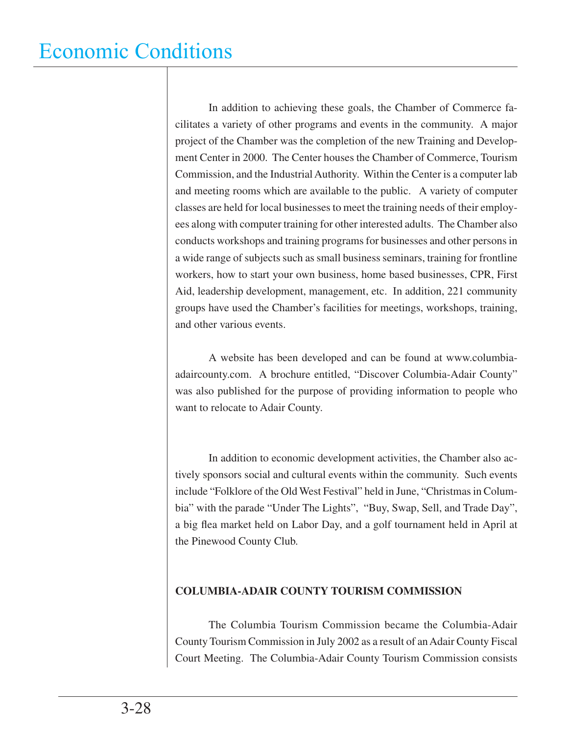In addition to achieving these goals, the Chamber of Commerce facilitates a variety of other programs and events in the community. A major project of the Chamber was the completion of the new Training and Development Center in 2000. The Center houses the Chamber of Commerce, Tourism Commission, and the Industrial Authority. Within the Center is a computer lab and meeting rooms which are available to the public. A variety of computer classes are held for local businesses to meet the training needs of their employees along with computer training for other interested adults. The Chamber also conducts workshops and training programs for businesses and other persons in a wide range of subjects such as small business seminars, training for frontline workers, how to start your own business, home based businesses, CPR, First Aid, leadership development, management, etc. In addition, 221 community groups have used the Chamber's facilities for meetings, workshops, training, and other various events.

A website has been developed and can be found at www.columbia-adaircounty.com. A brochure entitled, "Discover Columbia-Adair County" was also published for the purpose of providing information to people who want to relocate to Adair County.

In addition to economic development activities, the Chamber also actively sponsors social and cultural events within the community. Such events include "Folklore of the Old West Festival" held in June, "Christmas in Columbia" with the parade "Under The Lights", "Buy, Swap, Sell, and Trade Day", a big flea market held on Labor Day, and a golf tournament held in April at the Pinewood County Club.

**COLUMBIA-ADAIR COUNTY TOURISM COMMISSION**

The Columbia Tourism Commission became the Columbia-Adair County Tourism Commission in July 2002 as a result of an Adair County Fiscal Court Meeting. The Columbia-Adair County Tourism Commission consists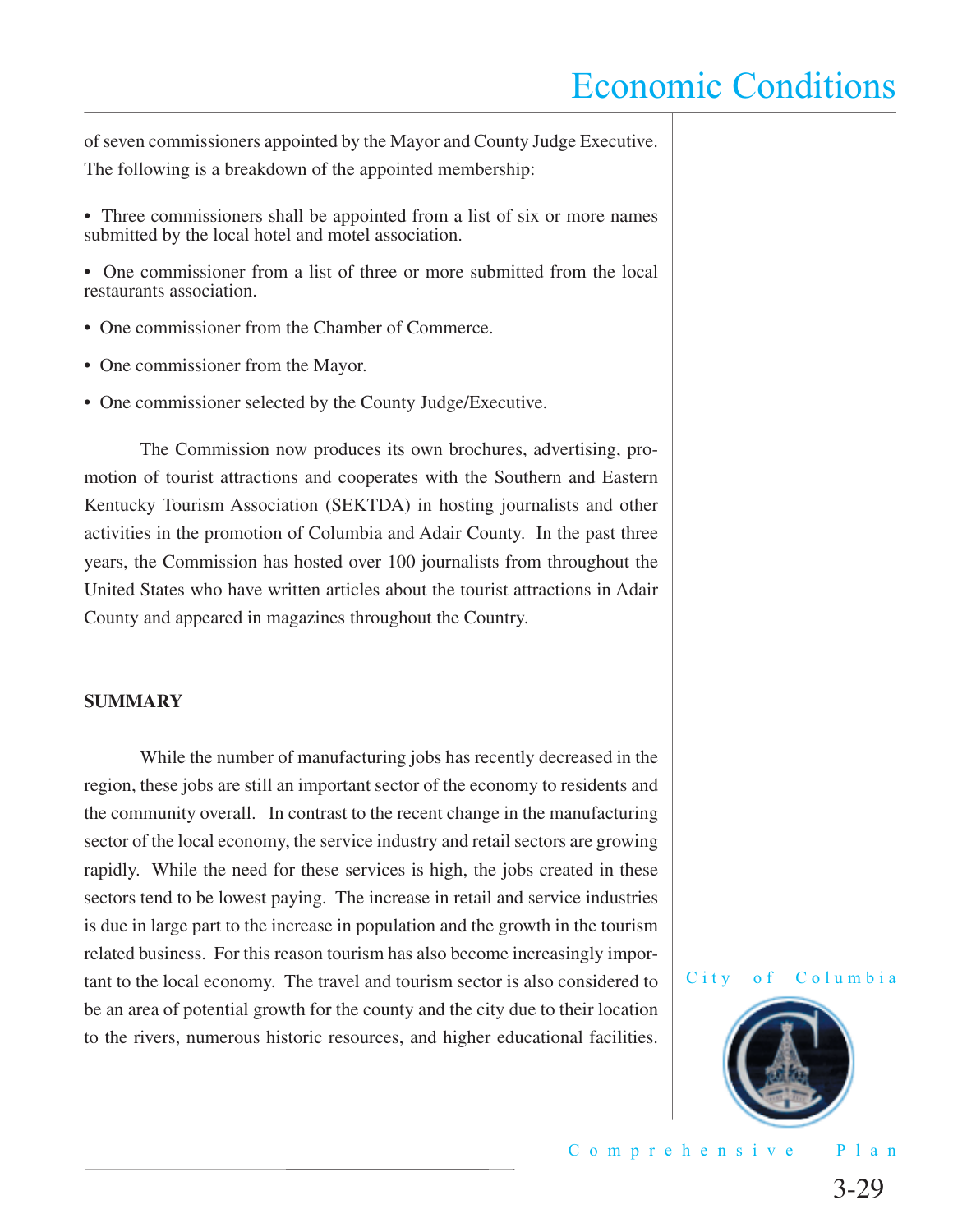of seven commissioners appointed by the Mayor and County Judge Executive. The following is a breakdown of the appointed membership:

- Three commissioners shall be appointed from a list of six or more names submitted by the local hotel and motel association.
- One commissioner from a list of three or more submitted from the local restaurants association.
- One commissioner from the Chamber of Commerce.
- One commissioner from the Mayor.
- One commissioner selected by the County Judge/Executive.

The Commission now produces its own brochures, advertising, promotion of tourist attractions and cooperates with the Southern and Eastern Kentucky Tourism Association (SEKTDA) in hosting journalists and other activities in the promotion of Columbia and Adair County. In the past three years, the Commission has hosted over 100 journalists from throughout the United States who have written articles about the tourist attractions in Adair County and appeared in magazines throughout the Country.

**SUMMARY**

While the number of manufacturing jobs has recently decreased in the region, these jobs are still an important sector of the economy to residents and the community overall. In contrast to the recent change in the manufacturing sector of the local economy, the service industry and retail sectors are growing rapidly. While the need for these services is high, the jobs created in these sectors tend to be lowest paying. The increase in retail and service industries is due in large part to the increase in population and the growth in the tourism related business. For this reason tourism has also become increasingly important to the local economy. The travel and tourism sector is also considered to be an area of potential growth for the county and the city due to their location to the rivers, numerous historic resources, and higher educational facilities.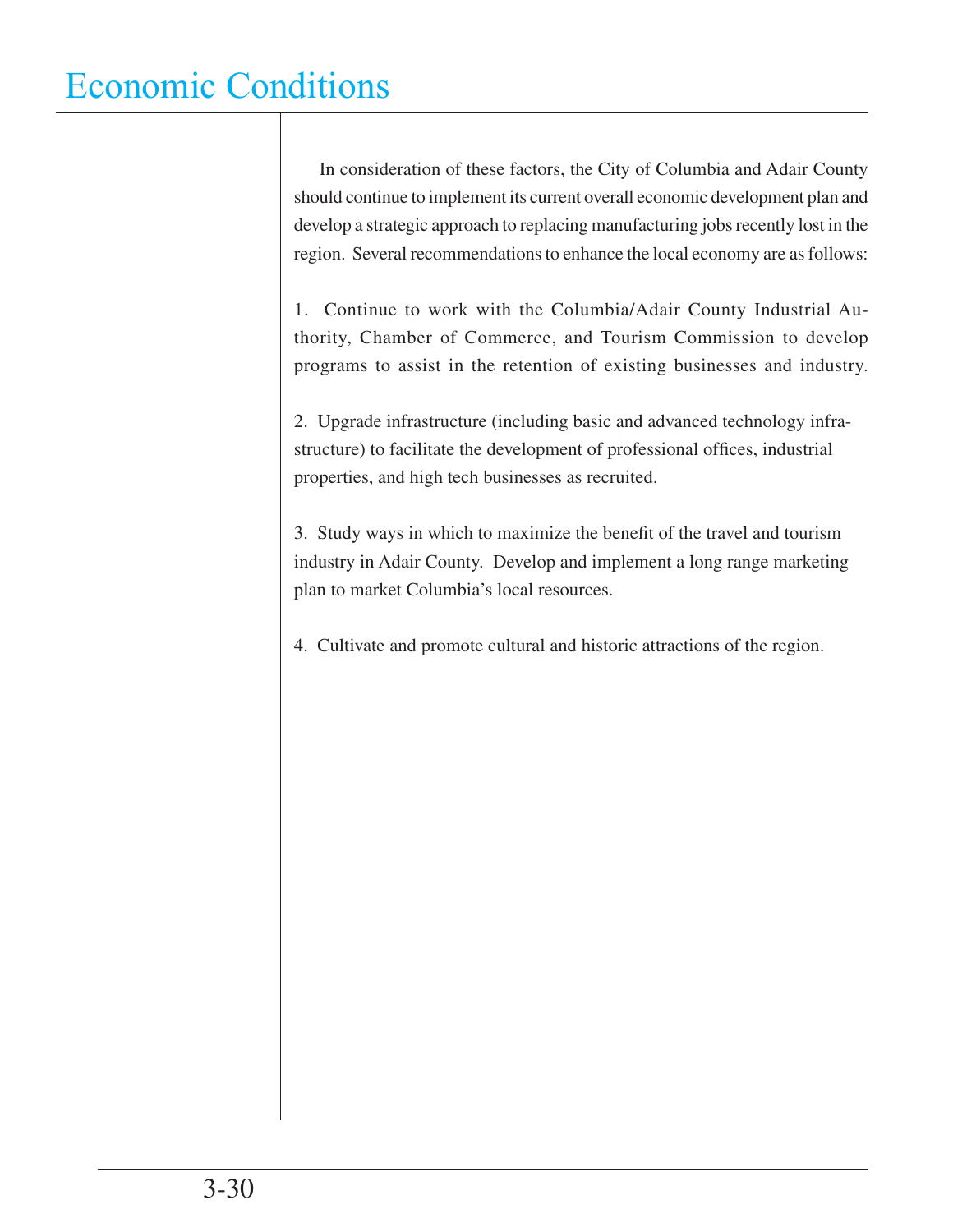# Economic Conditions

In consideration of these factors, the City of Columbia and Adair County should continue to implement its current overall economic development plan and develop a strategic approach to replacing manufacturing jobs recently lost in the region. Several recommendations to enhance the local economy are as follows:

1. Continue to work with the Columbia/Adair County Industrial Authority, Chamber of Commerce, and Tourism Commission to develop programs to assist in the retention of existing businesses and industry.

2. Upgrade infrastructure (including basic and advanced technology infrastructure) to facilitate the development of professional offices, industrial properties, and high tech businesses as recruited.

3. Study ways in which to maximize the benefit of the travel and tourism industry in Adair County. Develop and implement a long range marketing plan to market Columbia's local resources.

4. Cultivate and promote cultural and historic attractions of the region.